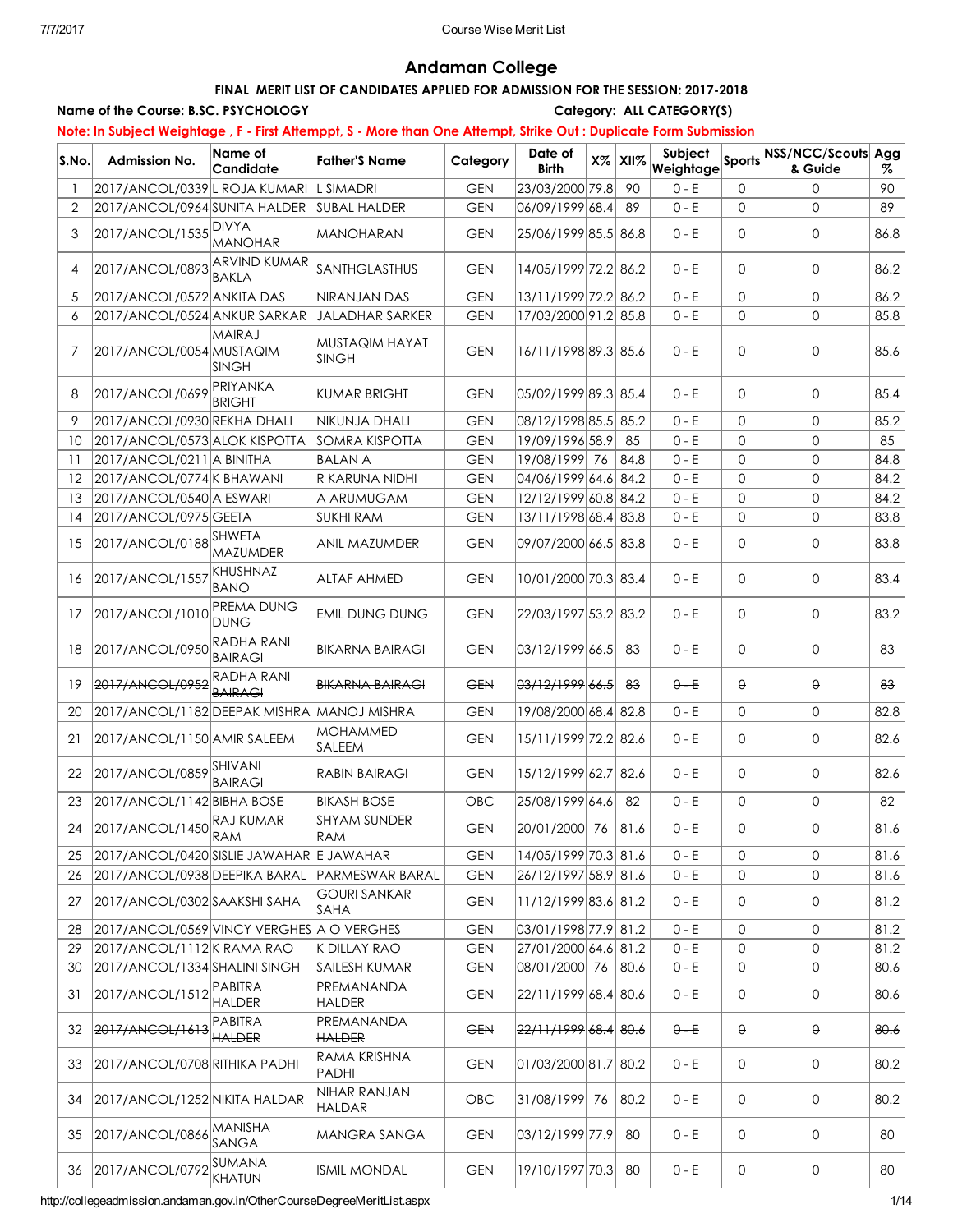# Andaman College

### FINAL MERIT LIST OF CANDIDATES APPLIED FOR ADMISSION FOR THE SESSION: 2017-2018

**Name of the Course: B.SC. PSYCHOLOGY** **Category: ALL CATEGORY(S)**

**Note: In Subject Weightage , F - First Atteмppt, S - More than One Attempt, Strike Out : Duplicate Form Submission**

| S.No. | Admission No. | Name of Candidate | Father'S Name | Category | Date of Birth | X% | XII% | Subject Weightage | Sports | NSS/NCC/Scouts & Guide | Agg % |
|---|---|---|---|---|---|---|---|---|---|---|---|
| 1 | 2017/ANCOL/0339 | L ROJA KUMARI | L SIMADRI | GEN | 23/03/2000 | 79.8 | 90 | 0 - E | 0 | 0 | 90 |
| 2 | 2017/ANCOL/0964 | SUNITA HALDER | SUBAL HALDER | GEN | 06/09/1999 | 68.4 | 89 | 0 - E | 0 | 0 | 89 |
| 3 | 2017/ANCOL/1535 | DIVYA MANOHAR | MANOHARAN | GEN | 25/06/1999 | 85.5 | 86.8 | 0 - E | 0 | 0 | 86.8 |
| 4 | 2017/ANCOL/0893 | ARVIND KUMAR BAKLA | SANTHGLASTHUS | GEN | 14/05/1999 | 72.2 | 86.2 | 0 - E | 0 | 0 | 86.2 |
| 5 | 2017/ANCOL/0572 | ANKITA DAS | NIRANJAN DAS | GEN | 13/11/1999 | 72.2 | 86.2 | 0 - E | 0 | 0 | 86.2 |
| 6 | 2017/ANCOL/0524 | ANKUR SARKAR | JALADHAR SARKER | GEN | 17/03/2000 | 91.2 | 85.8 | 0 - E | 0 | 0 | 85.8 |
| 7 | 2017/ANCOL/0054 | MAIRAJ MUSTAQIM SINGH | MUSTAQIM HAYAT SINGH | GEN | 16/11/1998 | 89.3 | 85.6 | 0 - E | 0 | 0 | 85.6 |
| 8 | 2017/ANCOL/0699 | PRIYANKA BRIGHT | KUMAR BRIGHT | GEN | 05/02/1999 | 89.3 | 85.4 | 0 - E | 0 | 0 | 85.4 |
| 9 | 2017/ANCOL/0930 | REKHA DHALI | NIKUNJA DHALI | GEN | 08/12/1998 | 85.5 | 85.2 | 0 - E | 0 | 0 | 85.2 |
| 10 | 2017/ANCOL/0573 | ALOK KISPOTTA | SOMRA KISPOTTA | GEN | 19/09/1996 | 58.9 | 85 | 0 - E | 0 | 0 | 85 |
| 11 | 2017/ANCOL/0211 | A BINITHA | BALAN A | GEN | 19/08/1999 | 76 | 84.8 | 0 - E | 0 | 0 | 84.8 |
| 12 | 2017/ANCOL/0774 | K BHAWANI | R KARUNA NIDHI | GEN | 04/06/1999 | 64.6 | 84.2 | 0 - E | 0 | 0 | 84.2 |
| 13 | 2017/ANCOL/0540 | A ESWARI | A ARUMUGAM | GEN | 12/12/1999 | 60.8 | 84.2 | 0 - E | 0 | 0 | 84.2 |
| 14 | 2017/ANCOL/0975 | GEETA | SUKHI RAM | GEN | 13/11/1998 | 68.4 | 83.8 | 0 - E | 0 | 0 | 83.8 |
| 15 | 2017/ANCOL/0188 | SHWETA MAZUMDER | ANIL MAZUMDER | GEN | 09/07/2000 | 66.5 | 83.8 | 0 - E | 0 | 0 | 83.8 |
| 16 | 2017/ANCOL/1557 | KHUSHNAZ BANO | ALTAF AHMED | GEN | 10/01/2000 | 70.3 | 83.4 | 0 - E | 0 | 0 | 83.4 |
| 17 | 2017/ANCOL/1010 | PREMA DUNG DUNG | EMIL DUNG DUNG | GEN | 22/03/1997 | 53.2 | 83.2 | 0 - E | 0 | 0 | 83.2 |
| 18 | 2017/ANCOL/0950 | RADHA RANI BAIRAGI | BIKARNA BAIRAGI | GEN | 03/12/1999 | 66.5 | 83 | 0 - E | 0 | 0 | 83 |
| 19 | ~~2017/ANCOL/0952~~ | ~~RADHA RANI BAIRAGI~~ | ~~BIKARNA BAIRAGI~~ | ~~GEN~~ | ~~03/12/1999~~ | ~~66.5~~ | ~~83~~ | ~~0 - E~~ | ~~0~~ | ~~0~~ | ~~83~~ |
| 20 | 2017/ANCOL/1182 | DEEPAK MISHRA | MANOJ MISHRA | GEN | 19/08/2000 | 68.4 | 82.8 | 0 - E | 0 | 0 | 82.8 |
| 21 | 2017/ANCOL/1150 | AMIR SALEEM | MOHAMMED SALEEM | GEN | 15/11/1999 | 72.2 | 82.6 | 0 - E | 0 | 0 | 82.6 |
| 22 | 2017/ANCOL/0859 | SHIVANI BAIRAGI | RABIN BAIRAGI | GEN | 15/12/1999 | 62.7 | 82.6 | 0 - E | 0 | 0 | 82.6 |
| 23 | 2017/ANCOL/1142 | BIBHA BOSE | BIKASH BOSE | OBC | 25/08/1999 | 64.6 | 82 | 0 - E | 0 | 0 | 82 |
| 24 | 2017/ANCOL/1450 | RAJ KUMAR RAM | SHYAM SUNDER RAM | GEN | 20/01/2000 | 76 | 81.6 | 0 - E | 0 | 0 | 81.6 |
| 25 | 2017/ANCOL/0420 | SISLIE JAWAHAR | E JAWAHAR | GEN | 14/05/1999 | 70.3 | 81.6 | 0 - E | 0 | 0 | 81.6 |
| 26 | 2017/ANCOL/0938 | DEEPIKA BARAL | PARMESWAR BARAL | GEN | 26/12/1997 | 58.9 | 81.6 | 0 - E | 0 | 0 | 81.6 |
| 27 | 2017/ANCOL/0302 | SAAKSHI SAHA | GOURI SANKAR SAHA | GEN | 11/12/1999 | 83.6 | 81.2 | 0 - E | 0 | 0 | 81.2 |
| 28 | 2017/ANCOL/0569 | VINCY VERGHES | A O VERGHES | GEN | 03/01/1998 | 77.9 | 81.2 | 0 - E | 0 | 0 | 81.2 |
| 29 | 2017/ANCOL/1112 | K RAMA RAO | K DILLAY RAO | GEN | 27/01/2000 | 64.6 | 81.2 | 0 - E | 0 | 0 | 81.2 |
| 30 | 2017/ANCOL/1334 | SHALINI SINGH | SAILESH KUMAR | GEN | 08/01/2000 | 76 | 80.6 | 0 - E | 0 | 0 | 80.6 |
| 31 | 2017/ANCOL/1512 | PABITRA HALDER | PREMANANDA HALDER | GEN | 22/11/1999 | 68.4 | 80.6 | 0 - E | 0 | 0 | 80.6 |
| 32 | ~~2017/ANCOL/1613~~ | ~~PABITRA HALDER~~ | ~~PREMANANDA HALDER~~ | ~~GEN~~ | ~~22/11/1999~~ | ~~68.4~~ | ~~80.6~~ | ~~0 - E~~ | ~~0~~ | ~~0~~ | ~~80.6~~ |
| 33 | 2017/ANCOL/0708 | RITHIKA PADHI | RAMA KRISHNA PADHI | GEN | 01/03/2000 | 81.7 | 80.2 | 0 - E | 0 | 0 | 80.2 |
| 34 | 2017/ANCOL/1252 | NIKITA HALDAR | NIHAR RANJAN HALDAR | OBC | 31/08/1999 | 76 | 80.2 | 0 - E | 0 | 0 | 80.2 |
| 35 | 2017/ANCOL/0866 | MANISHA SANGA | MANGRA SANGA | GEN | 03/12/1999 | 77.9 | 80 | 0 - E | 0 | 0 | 80 |
| 36 | 2017/ANCOL/0792 | SUMANA KHATUN | ISMIL MONDAL | GEN | 19/10/1997 | 70.3 | 80 | 0 - E | 0 | 0 | 80 |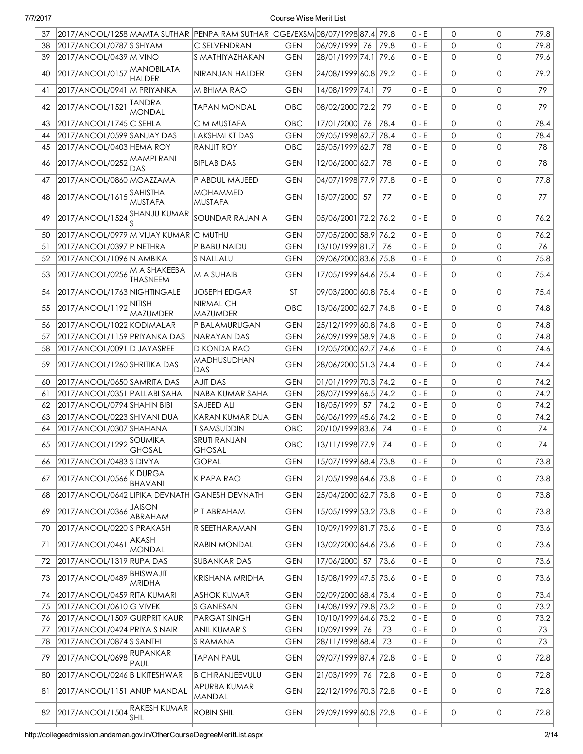| 37 | 2017/ANCOL/1258 | MAMTA SUTHAR | PENPA RAM SUTHAR | CGE/EXSM | 08/07/1998 | 87.4 | 79.8 | 0 - E | 0 | 0 | 79.8 |
|---|---|---|---|---|---|---|---|---|---|---|---|
| 38 | 2017/ANCOL/0787 | S SHYAM | C SELVENDRAN | GEN | 06/09/1999 | 76 | 79.8 | 0 - E | 0 | 0 | 79.8 |
| 39 | 2017/ANCOL/0439 | M VINO | S MATHIYAZHAKAN | GEN | 28/01/1999 | 74.1 | 79.6 | 0 - E | 0 | 0 | 79.6 |
| 40 | 2017/ANCOL/0157 | MANOBILATA HALDER | NIRANJAN HALDER | GEN | 24/08/1999 | 60.8 | 79.2 | 0 - E | 0 | 0 | 79.2 |
| 41 | 2017/ANCOL/0941 | M PRIYANKA | M BHIMA RAO | GEN | 14/08/1999 | 74.1 | 79 | 0 - E | 0 | 0 | 79 |
| 42 | 2017/ANCOL/1521 | TANDRA MONDAL | TAPAN MONDAL | OBC | 08/02/2000 | 72.2 | 79 | 0 - E | 0 | 0 | 79 |
| 43 | 2017/ANCOL/1745 | C SEHLA | C M MUSTAFA | OBC | 17/01/2000 | 76 | 78.4 | 0 - E | 0 | 0 | 78.4 |
| 44 | 2017/ANCOL/0599 | SANJAY DAS | LAKSHMI KT DAS | GEN | 09/05/1998 | 62.7 | 78.4 | 0 - E | 0 | 0 | 78.4 |
| 45 | 2017/ANCOL/0403 | HEMA ROY | RANJIT ROY | OBC | 25/05/1999 | 62.7 | 78 | 0 - E | 0 | 0 | 78 |
| 46 | 2017/ANCOL/0252 | MAMPI RANI DAS | BIPLAB DAS | GEN | 12/06/2000 | 62.7 | 78 | 0 - E | 0 | 0 | 78 |
| 47 | 2017/ANCOL/0860 | MOAZZAMA | P ABDUL MAJEED | GEN | 04/07/1998 | 77.9 | 77.8 | 0 - E | 0 | 0 | 77.8 |
| 48 | 2017/ANCOL/1615 | SAHISTHA MUSTAFA | MOHAMMED MUSTAFA | GEN | 15/07/2000 | 57 | 77 | 0 - E | 0 | 0 | 77 |
| 49 | 2017/ANCOL/1524 | SHANJU KUMAR S | SOUNDAR RAJAN A | GEN | 05/06/2001 | 72.2 | 76.2 | 0 - E | 0 | 0 | 76.2 |
| 50 | 2017/ANCOL/0979 | M VIJAY KUMAR | C MUTHU | GEN | 07/05/2000 | 58.9 | 76.2 | 0 - E | 0 | 0 | 76.2 |
| 51 | 2017/ANCOL/0397 | P NETHRA | P BABU NAIDU | GEN | 13/10/1999 | 81.7 | 76 | 0 - E | 0 | 0 | 76 |
| 52 | 2017/ANCOL/1096 | N AMBIKA | S NALLALU | GEN | 09/06/2000 | 83.6 | 75.8 | 0 - E | 0 | 0 | 75.8 |
| 53 | 2017/ANCOL/0256 | M A SHAKEEBA THASNEEM | M A SUHAIB | GEN | 17/05/1999 | 64.6 | 75.4 | 0 - E | 0 | 0 | 75.4 |
| 54 | 2017/ANCOL/1763 | NIGHTINGALE | JOSEPH EDGAR | ST | 09/03/2000 | 60.8 | 75.4 | 0 - E | 0 | 0 | 75.4 |
| 55 | 2017/ANCOL/1192 | NITISH MAZUMDER | NIRMAL CH MAZUMDER | OBC | 13/06/2000 | 62.7 | 74.8 | 0 - E | 0 | 0 | 74.8 |
| 56 | 2017/ANCOL/1022 | KODIMALAR | P BALAMURUGAN | GEN | 25/12/1999 | 60.8 | 74.8 | 0 - E | 0 | 0 | 74.8 |
| 57 | 2017/ANCOL/1159 | PRIYANKA DAS | NARAYAN DAS | GEN | 26/09/1999 | 58.9 | 74.8 | 0 - E | 0 | 0 | 74.8 |
| 58 | 2017/ANCOL/0091 | D JAYASREE | D KONDA RAO | GEN | 12/05/2000 | 62.7 | 74.6 | 0 - E | 0 | 0 | 74.6 |
| 59 | 2017/ANCOL/1260 | SHRITIKA DAS | MADHUSUDHAN DAS | GEN | 28/06/2000 | 51.3 | 74.4 | 0 - E | 0 | 0 | 74.4 |
| 60 | 2017/ANCOL/0650 | SAMRITA DAS | AJIT DAS | GEN | 01/01/1999 | 70.3 | 74.2 | 0 - E | 0 | 0 | 74.2 |
| 61 | 2017/ANCOL/0351 | PALLABI SAHA | NABA KUMAR SAHA | GEN | 28/07/1999 | 66.5 | 74.2 | 0 - E | 0 | 0 | 74.2 |
| 62 | 2017/ANCOL/0794 | SHAHIN BIBI | SAJEED ALI | GEN | 18/05/1999 | 57 | 74.2 | 0 - E | 0 | 0 | 74.2 |
| 63 | 2017/ANCOL/0223 | SHIVANI DUA | KARAN KUMAR DUA | GEN | 06/06/1999 | 45.6 | 74.2 | 0 - E | 0 | 0 | 74.2 |
| 64 | 2017/ANCOL/0307 | SHAHANA | T SAMSUDDIN | OBC | 20/10/1999 | 83.6 | 74 | 0 - E | 0 | 0 | 74 |
| 65 | 2017/ANCOL/1292 | SOUMIKA GHOSAL | SRUTI RANJAN GHOSAL | OBC | 13/11/1998 | 77.9 | 74 | 0 - E | 0 | 0 | 74 |
| 66 | 2017/ANCOL/0483 | S DIVYA | GOPAL | GEN | 15/07/1999 | 68.4 | 73.8 | 0 - E | 0 | 0 | 73.8 |
| 67 | 2017/ANCOL/0566 | K DURGA BHAVANI | K PAPA RAO | GEN | 21/05/1998 | 64.6 | 73.8 | 0 - E | 0 | 0 | 73.8 |
| 68 | 2017/ANCOL/0642 | LIPIKA DEVNATH | GANESH DEVNATH | GEN | 25/04/2000 | 62.7 | 73.8 | 0 - E | 0 | 0 | 73.8 |
| 69 | 2017/ANCOL/0366 | JAISON ABRAHAM | P T ABRAHAM | GEN | 15/05/1999 | 53.2 | 73.8 | 0 - E | 0 | 0 | 73.8 |
| 70 | 2017/ANCOL/0220 | S PRAKASH | R SEETHARAMAN | GEN | 10/09/1999 | 81.7 | 73.6 | 0 - E | 0 | 0 | 73.6 |
| 71 | 2017/ANCOL/0461 | AKASH MONDAL | RABIN MONDAL | GEN | 13/02/2000 | 64.6 | 73.6 | 0 - E | 0 | 0 | 73.6 |
| 72 | 2017/ANCOL/1319 | RUPA DAS | SUBANKAR DAS | GEN | 17/06/2000 | 57 | 73.6 | 0 - E | 0 | 0 | 73.6 |
| 73 | 2017/ANCOL/0489 | BHISWAJIT MRIDHA | KRISHANA MRIDHA | GEN | 15/08/1999 | 47.5 | 73.6 | 0 - E | 0 | 0 | 73.6 |
| 74 | 2017/ANCOL/0459 | RITA KUMARI | ASHOK KUMAR | GEN | 02/09/2000 | 68.4 | 73.4 | 0 - E | 0 | 0 | 73.4 |
| 75 | 2017/ANCOL/0610 | G VIVEK | S GANESAN | GEN | 14/08/1997 | 79.8 | 73.2 | 0 - E | 0 | 0 | 73.2 |
| 76 | 2017/ANCOL/1509 | GURPRIT KAUR | PARGAT SINGH | GEN | 10/10/1999 | 64.6 | 73.2 | 0 - E | 0 | 0 | 73.2 |
| 77 | 2017/ANCOL/0424 | PRIYA S NAIR | ANIL KUMAR S | GEN | 10/09/1999 | 76 | 73 | 0 - E | 0 | 0 | 73 |
| 78 | 2017/ANCOL/0874 | S SANTHI | S RAMANA | GEN | 28/11/1998 | 68.4 | 73 | 0 - E | 0 | 0 | 73 |
| 79 | 2017/ANCOL/0698 | RUPANKAR PAUL | TAPAN PAUL | GEN | 09/07/1999 | 87.4 | 72.8 | 0 - E | 0 | 0 | 72.8 |
| 80 | 2017/ANCOL/0246 | B LIKITESHWAR | B CHIRANJEEVULU | GEN | 21/03/1999 | 76 | 72.8 | 0 - E | 0 | 0 | 72.8 |
| 81 | 2017/ANCOL/1151 | ANUP MANDAL | APURBA KUMAR MANDAL | GEN | 22/12/1996 | 70.3 | 72.8 | 0 - E | 0 | 0 | 72.8 |
| 82 | 2017/ANCOL/1504 | RAKESH KUMAR SHIL | ROBIN SHIL | GEN | 29/09/1999 | 60.8 | 72.8 | 0 - E | 0 | 0 | 72.8 |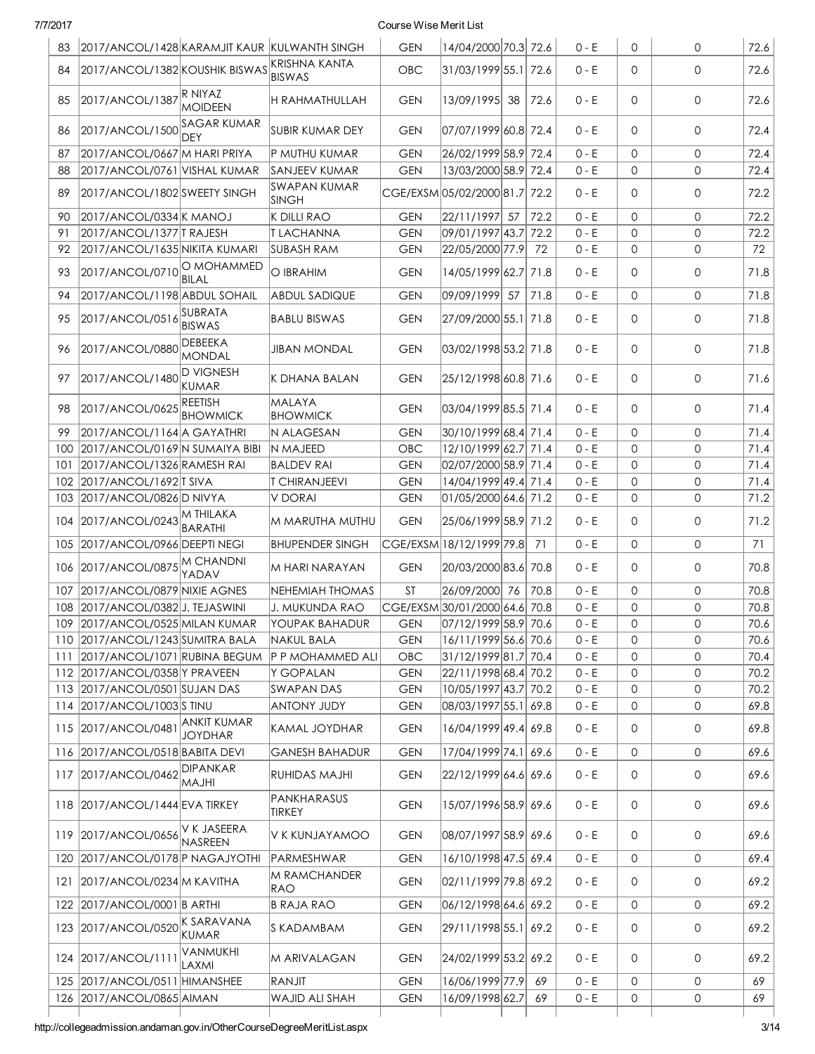| 83 | 2017/ANCOL/1428 | KARAMJIT KAUR | KULWANTH SINGH | GEN | 14/04/2000 | 70.3 | 72.6 | 0 - E | 0 | 0 | 72.6 |
|---|---|---|---|---|---|---|---|---|---|---|---|
| 84 | 2017/ANCOL/1382 | KOUSHIK BISWAS | KRISHNA KANTA BISWAS | OBC | 31/03/1999 | 55.1 | 72.6 | 0 - E | 0 | 0 | 72.6 |
| 85 | 2017/ANCOL/1387 | R NIYAZ MOIDEEN | H RAHMATHULLAH | GEN | 13/09/1995 | 38 | 72.6 | 0 - E | 0 | 0 | 72.6 |
| 86 | 2017/ANCOL/1500 | SAGAR KUMAR DEY | SUBIR KUMAR DEY | GEN | 07/07/1999 | 60.8 | 72.4 | 0 - E | 0 | 0 | 72.4 |
| 87 | 2017/ANCOL/0667 | M HARI PRIYA | P MUTHU KUMAR | GEN | 26/02/1999 | 58.9 | 72.4 | 0 - E | 0 | 0 | 72.4 |
| 88 | 2017/ANCOL/0761 | VISHAL KUMAR | SANJEEV KUMAR | GEN | 13/03/2000 | 58.9 | 72.4 | 0 - E | 0 | 0 | 72.4 |
| 89 | 2017/ANCOL/1802 | SWEETY SINGH | SWAPAN KUMAR SINGH | CGE/EXSM | 05/02/2000 | 81.7 | 72.2 | 0 - E | 0 | 0 | 72.2 |
| 90 | 2017/ANCOL/0334 | K MANOJ | K DILLI RAO | GEN | 22/11/1997 | 57 | 72.2 | 0 - E | 0 | 0 | 72.2 |
| 91 | 2017/ANCOL/1377 | T RAJESH | T LACHANNA | GEN | 09/01/1997 | 43.7 | 72.2 | 0 - E | 0 | 0 | 72.2 |
| 92 | 2017/ANCOL/1635 | NIKITA KUMARI | SUBASH RAM | GEN | 22/05/2000 | 77.9 | 72 | 0 - E | 0 | 0 | 72 |
| 93 | 2017/ANCOL/0710 | O MOHAMMED BILAL | O IBRAHIM | GEN | 14/05/1999 | 62.7 | 71.8 | 0 - E | 0 | 0 | 71.8 |
| 94 | 2017/ANCOL/1198 | ABDUL SOHAIL | ABDUL SADIQUE | GEN | 09/09/1999 | 57 | 71.8 | 0 - E | 0 | 0 | 71.8 |
| 95 | 2017/ANCOL/0516 | SUBRATA BISWAS | BABLU BISWAS | GEN | 27/09/2000 | 55.1 | 71.8 | 0 - E | 0 | 0 | 71.8 |
| 96 | 2017/ANCOL/0880 | DEBEEKA MONDAL | JIBAN MONDAL | GEN | 03/02/1998 | 53.2 | 71.8 | 0 - E | 0 | 0 | 71.8 |
| 97 | 2017/ANCOL/1480 | D VIGNESH KUMAR | K DHANA BALAN | GEN | 25/12/1998 | 60.8 | 71.6 | 0 - E | 0 | 0 | 71.6 |
| 98 | 2017/ANCOL/0625 | REETISH BHOWMICK | MALAYA BHOWMICK | GEN | 03/04/1999 | 85.5 | 71.4 | 0 - E | 0 | 0 | 71.4 |
| 99 | 2017/ANCOL/1164 | A GAYATHRI | N ALAGESAN | GEN | 30/10/1999 | 68.4 | 71.4 | 0 - E | 0 | 0 | 71.4 |
| 100 | 2017/ANCOL/0169 | N SUMAIYA BIBI | N MAJEED | OBC | 12/10/1999 | 62.7 | 71.4 | 0 - E | 0 | 0 | 71.4 |
| 101 | 2017/ANCOL/1326 | RAMESH RAI | BALDEV RAI | GEN | 02/07/2000 | 58.9 | 71.4 | 0 - E | 0 | 0 | 71.4 |
| 102 | 2017/ANCOL/1692 | T SIVA | T CHIRANJEEVI | GEN | 14/04/1999 | 49.4 | 71.4 | 0 - E | 0 | 0 | 71.4 |
| 103 | 2017/ANCOL/0826 | D NIVYA | V DORAI | GEN | 01/05/2000 | 64.6 | 71.2 | 0 - E | 0 | 0 | 71.2 |
| 104 | 2017/ANCOL/0243 | M THILAKA BARATHI | M MARUTHA MUTHU | GEN | 25/06/1999 | 58.9 | 71.2 | 0 - E | 0 | 0 | 71.2 |
| 105 | 2017/ANCOL/0966 | DEEPTI NEGI | BHUPENDER SINGH | CGE/EXSM | 18/12/1999 | 79.8 | 71 | 0 - E | 0 | 0 | 71 |
| 106 | 2017/ANCOL/0875 | M CHANDNI YADAV | M HARI NARAYAN | GEN | 20/03/2000 | 83.6 | 70.8 | 0 - E | 0 | 0 | 70.8 |
| 107 | 2017/ANCOL/0879 | NIXIE AGNES | NEHEMIAH THOMAS | ST | 26/09/2000 | 76 | 70.8 | 0 - E | 0 | 0 | 70.8 |
| 108 | 2017/ANCOL/0382 | J. TEJASWINI | J. MUKUNDA RAO | CGE/EXSM | 30/01/2000 | 64.6 | 70.8 | 0 - E | 0 | 0 | 70.8 |
| 109 | 2017/ANCOL/0525 | MILAN KUMAR | YOUPAK BAHADUR | GEN | 07/12/1999 | 58.9 | 70.6 | 0 - E | 0 | 0 | 70.6 |
| 110 | 2017/ANCOL/1243 | SUMITRA BALA | NAKUL BALA | GEN | 16/11/1999 | 56.6 | 70.6 | 0 - E | 0 | 0 | 70.6 |
| 111 | 2017/ANCOL/1071 | RUBINA BEGUM | P P MOHAMMED ALI | OBC | 31/12/1999 | 81.7 | 70.4 | 0 - E | 0 | 0 | 70.4 |
| 112 | 2017/ANCOL/0358 | Y PRAVEEN | Y GOPALAN | GEN | 22/11/1998 | 68.4 | 70.2 | 0 - E | 0 | 0 | 70.2 |
| 113 | 2017/ANCOL/0501 | SUJAN DAS | SWAPAN DAS | GEN | 10/05/1997 | 43.7 | 70.2 | 0 - E | 0 | 0 | 70.2 |
| 114 | 2017/ANCOL/1003 | S TINU | ANTONY JUDY | GEN | 08/03/1997 | 55.1 | 69.8 | 0 - E | 0 | 0 | 69.8 |
| 115 | 2017/ANCOL/0481 | ANKIT KUMAR JOYDHAR | KAMAL JOYDHAR | GEN | 16/04/1999 | 49.4 | 69.8 | 0 - E | 0 | 0 | 69.8 |
| 116 | 2017/ANCOL/0518 | BABITA DEVI | GANESH BAHADUR | GEN | 17/04/1999 | 74.1 | 69.6 | 0 - E | 0 | 0 | 69.6 |
| 117 | 2017/ANCOL/0462 | DIPANKAR MAJHI | RUHIDAS MAJHI | GEN | 22/12/1999 | 64.6 | 69.6 | 0 - E | 0 | 0 | 69.6 |
| 118 | 2017/ANCOL/1444 | EVA TIRKEY | PANKHARASUS TIRKEY | GEN | 15/07/1996 | 58.9 | 69.6 | 0 - E | 0 | 0 | 69.6 |
| 119 | 2017/ANCOL/0656 | V K JASEERA NASREEN | V K KUNJAYAMOO | GEN | 08/07/1997 | 58.9 | 69.6 | 0 - E | 0 | 0 | 69.6 |
| 120 | 2017/ANCOL/0178 | P NAGAJYOTHI | PARMESHWAR | GEN | 16/10/1998 | 47.5 | 69.4 | 0 - E | 0 | 0 | 69.4 |
| 121 | 2017/ANCOL/0234 | M KAVITHA | M RAMCHANDER RAO | GEN | 02/11/1999 | 79.8 | 69.2 | 0 - E | 0 | 0 | 69.2 |
| 122 | 2017/ANCOL/0001 | B ARTHI | B RAJA RAO | GEN | 06/12/1998 | 64.6 | 69.2 | 0 - E | 0 | 0 | 69.2 |
| 123 | 2017/ANCOL/0520 | K SARAVANA KUMAR | S KADAMBAM | GEN | 29/11/1998 | 55.1 | 69.2 | 0 - E | 0 | 0 | 69.2 |
| 124 | 2017/ANCOL/1111 | VANMUKHI LAXMI | M ARIVALAGAN | GEN | 24/02/1999 | 53.2 | 69.2 | 0 - E | 0 | 0 | 69.2 |
| 125 | 2017/ANCOL/0511 | HIMANSHEE | RANJIT | GEN | 16/06/1999 | 77.9 | 69 | 0 - E | 0 | 0 | 69 |
| 126 | 2017/ANCOL/0865 | AIMAN | WAJID ALI SHAH | GEN | 16/09/1998 | 62.7 | 69 | 0 - E | 0 | 0 | 69 |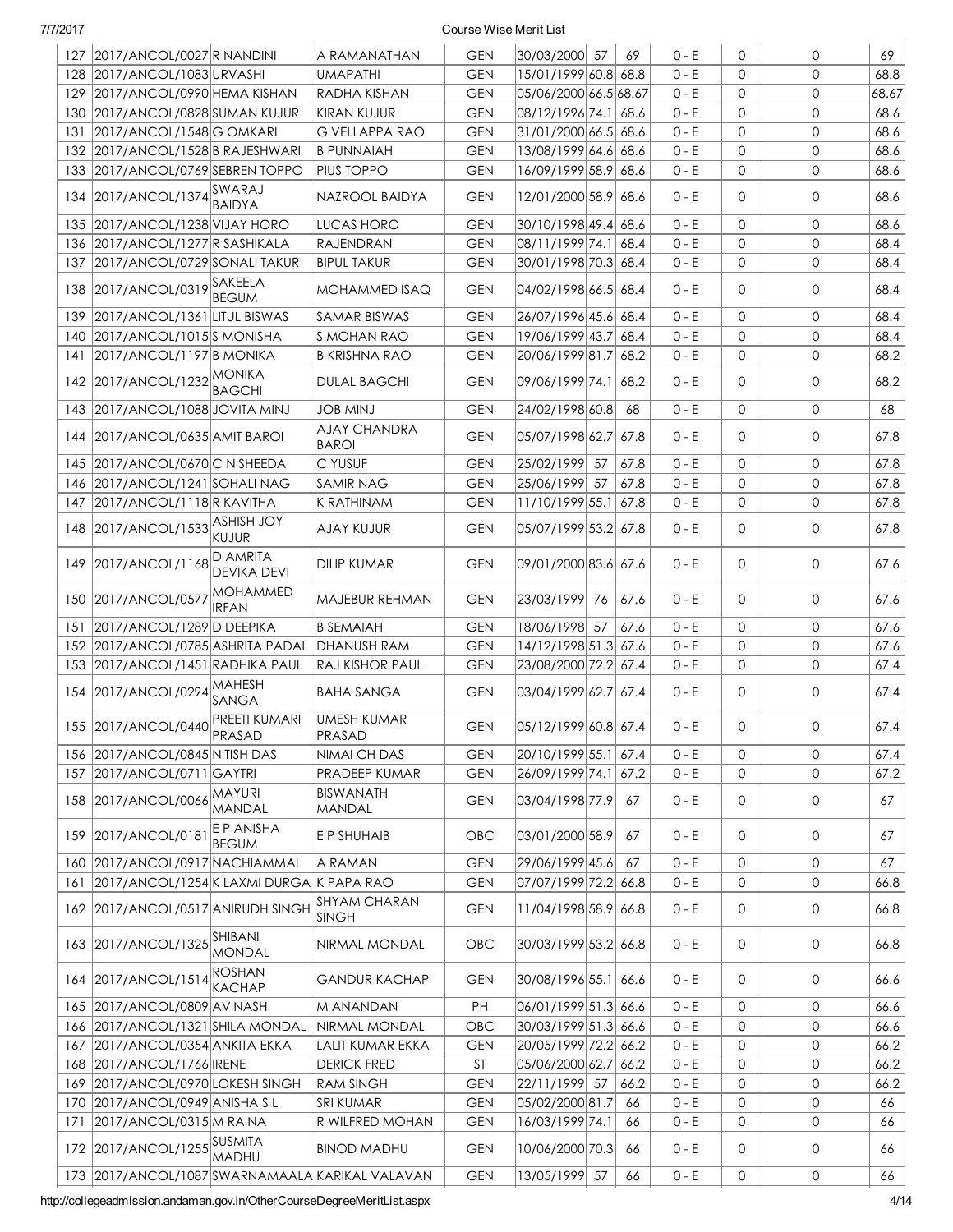| 127 | 2017/ANCOL/0027 | R NANDINI | A RAMANATHAN | GEN | 30/03/2000 | 57 | 69 | 0 - E | 0 | 0 | 69 |
|---|---|---|---|---|---|---|---|---|---|---|---|
| 128 | 2017/ANCOL/1083 | URVASHI | UMAPATHI | GEN | 15/01/1999 | 60.8 | 68.8 | 0 - E | 0 | 0 | 68.8 |
| 129 | 2017/ANCOL/0990 | HEMA KISHAN | RADHA KISHAN | GEN | 05/06/2000 | 66.5 | 68.67 | 0 - E | 0 | 0 | 68.67 |
| 130 | 2017/ANCOL/0828 | SUMAN KUJUR | KIRAN KUJUR | GEN | 08/12/1996 | 74.1 | 68.6 | 0 - E | 0 | 0 | 68.6 |
| 131 | 2017/ANCOL/1548 | G OMKARI | G VELLAPPA RAO | GEN | 31/01/2000 | 66.5 | 68.6 | 0 - E | 0 | 0 | 68.6 |
| 132 | 2017/ANCOL/1528 | B RAJESHWARI | B PUNNAIAH | GEN | 13/08/1999 | 64.6 | 68.6 | 0 - E | 0 | 0 | 68.6 |
| 133 | 2017/ANCOL/0769 | SEBREN TOPPO | PIUS TOPPO | GEN | 16/09/1999 | 58.9 | 68.6 | 0 - E | 0 | 0 | 68.6 |
| 134 | 2017/ANCOL/1374 | SWARAJ BAIDYA | NAZROOL BAIDYA | GEN | 12/01/2000 | 58.9 | 68.6 | 0 - E | 0 | 0 | 68.6 |
| 135 | 2017/ANCOL/1238 | VIJAY HORO | LUCAS HORO | GEN | 30/10/1998 | 49.4 | 68.6 | 0 - E | 0 | 0 | 68.6 |
| 136 | 2017/ANCOL/1277 | R SASHIKALA | RAJENDRAN | GEN | 08/11/1999 | 74.1 | 68.4 | 0 - E | 0 | 0 | 68.4 |
| 137 | 2017/ANCOL/0729 | SONALI TAKUR | BIPUL TAKUR | GEN | 30/01/1998 | 70.3 | 68.4 | 0 - E | 0 | 0 | 68.4 |
| 138 | 2017/ANCOL/0319 | SAKEELA BEGUM | MOHAMMED ISAQ | GEN | 04/02/1998 | 66.5 | 68.4 | 0 - E | 0 | 0 | 68.4 |
| 139 | 2017/ANCOL/1361 | LITUL BISWAS | SAMAR BISWAS | GEN | 26/07/1996 | 45.6 | 68.4 | 0 - E | 0 | 0 | 68.4 |
| 140 | 2017/ANCOL/1015 | S MONISHA | S MOHAN RAO | GEN | 19/06/1999 | 43.7 | 68.4 | 0 - E | 0 | 0 | 68.4 |
| 141 | 2017/ANCOL/1197 | B MONIKA | B KRISHNA RAO | GEN | 20/06/1999 | 81.7 | 68.2 | 0 - E | 0 | 0 | 68.2 |
| 142 | 2017/ANCOL/1232 | MONIKA BAGCHI | DULAL BAGCHI | GEN | 09/06/1999 | 74.1 | 68.2 | 0 - E | 0 | 0 | 68.2 |
| 143 | 2017/ANCOL/1088 | JOVITA MINJ | JOB MINJ | GEN | 24/02/1998 | 60.8 | 68 | 0 - E | 0 | 0 | 68 |
| 144 | 2017/ANCOL/0635 | AMIT BAROI | AJAY CHANDRA BAROI | GEN | 05/07/1998 | 62.7 | 67.8 | 0 - E | 0 | 0 | 67.8 |
| 145 | 2017/ANCOL/0670 | C NISHEEDA | C YUSUF | GEN | 25/02/1999 | 57 | 67.8 | 0 - E | 0 | 0 | 67.8 |
| 146 | 2017/ANCOL/1241 | SOHALI NAG | SAMIR NAG | GEN | 25/06/1999 | 57 | 67.8 | 0 - E | 0 | 0 | 67.8 |
| 147 | 2017/ANCOL/1118 | R KAVITHA | K RATHINAM | GEN | 11/10/1999 | 55.1 | 67.8 | 0 - E | 0 | 0 | 67.8 |
| 148 | 2017/ANCOL/1533 | ASHISH JOY KUJUR | AJAY KUJUR | GEN | 05/07/1999 | 53.2 | 67.8 | 0 - E | 0 | 0 | 67.8 |
| 149 | 2017/ANCOL/1168 | D AMRITA DEVIKA DEVI | DILIP KUMAR | GEN | 09/01/2000 | 83.6 | 67.6 | 0 - E | 0 | 0 | 67.6 |
| 150 | 2017/ANCOL/0577 | MOHAMMED IRFAN | MAJEBUR REHMAN | GEN | 23/03/1999 | 76 | 67.6 | 0 - E | 0 | 0 | 67.6 |
| 151 | 2017/ANCOL/1289 | D DEEPIKA | B SEMAIAH | GEN | 18/06/1998 | 57 | 67.6 | 0 - E | 0 | 0 | 67.6 |
| 152 | 2017/ANCOL/0785 | ASHRITA PADAL | DHANUSH RAM | GEN | 14/12/1998 | 51.3 | 67.6 | 0 - E | 0 | 0 | 67.6 |
| 153 | 2017/ANCOL/1451 | RADHIKA PAUL | RAJ KISHOR PAUL | GEN | 23/08/2000 | 72.2 | 67.4 | 0 - E | 0 | 0 | 67.4 |
| 154 | 2017/ANCOL/0294 | MAHESH SANGA | BAHA SANGA | GEN | 03/04/1999 | 62.7 | 67.4 | 0 - E | 0 | 0 | 67.4 |
| 155 | 2017/ANCOL/0440 | PREETI KUMARI PRASAD | UMESH KUMAR PRASAD | GEN | 05/12/1999 | 60.8 | 67.4 | 0 - E | 0 | 0 | 67.4 |
| 156 | 2017/ANCOL/0845 | NITISH DAS | NIMAI CH DAS | GEN | 20/10/1999 | 55.1 | 67.4 | 0 - E | 0 | 0 | 67.4 |
| 157 | 2017/ANCOL/0711 | GAYTRI | PRADEEP KUMAR | GEN | 26/09/1999 | 74.1 | 67.2 | 0 - E | 0 | 0 | 67.2 |
| 158 | 2017/ANCOL/0066 | MAYURI MANDAL | BISWANATH MANDAL | GEN | 03/04/1998 | 77.9 | 67 | 0 - E | 0 | 0 | 67 |
| 159 | 2017/ANCOL/0181 | E P ANISHA BEGUM | E P SHUHAIB | OBC | 03/01/2000 | 58.9 | 67 | 0 - E | 0 | 0 | 67 |
| 160 | 2017/ANCOL/0917 | NACHIAMMAL | A RAMAN | GEN | 29/06/1999 | 45.6 | 67 | 0 - E | 0 | 0 | 67 |
| 161 | 2017/ANCOL/1254 | K LAXMI DURGA | K PAPA RAO | GEN | 07/07/1999 | 72.2 | 66.8 | 0 - E | 0 | 0 | 66.8 |
| 162 | 2017/ANCOL/0517 | ANIRUDH SINGH | SHYAM CHARAN SINGH | GEN | 11/04/1998 | 58.9 | 66.8 | 0 - E | 0 | 0 | 66.8 |
| 163 | 2017/ANCOL/1325 | SHIBANI MONDAL | NIRMAL MONDAL | OBC | 30/03/1999 | 53.2 | 66.8 | 0 - E | 0 | 0 | 66.8 |
| 164 | 2017/ANCOL/1514 | ROSHAN KACHAP | GANDUR KACHAP | GEN | 30/08/1996 | 55.1 | 66.6 | 0 - E | 0 | 0 | 66.6 |
| 165 | 2017/ANCOL/0809 | AVINASH | M ANANDAN | PH | 06/01/1999 | 51.3 | 66.6 | 0 - E | 0 | 0 | 66.6 |
| 166 | 2017/ANCOL/1321 | SHILA MONDAL | NIRMAL MONDAL | OBC | 30/03/1999 | 51.3 | 66.6 | 0 - E | 0 | 0 | 66.6 |
| 167 | 2017/ANCOL/0354 | ANKITA EKKA | LALIT KUMAR EKKA | GEN | 20/05/1999 | 72.2 | 66.2 | 0 - E | 0 | 0 | 66.2 |
| 168 | 2017/ANCOL/1766 | IRENE | DERICK FRED | ST | 05/06/2000 | 62.7 | 66.2 | 0 - E | 0 | 0 | 66.2 |
| 169 | 2017/ANCOL/0970 | LOKESH SINGH | RAM SINGH | GEN | 22/11/1999 | 57 | 66.2 | 0 - E | 0 | 0 | 66.2 |
| 170 | 2017/ANCOL/0949 | ANISHA S L | SRI KUMAR | GEN | 05/02/2000 | 81.7 | 66 | 0 - E | 0 | 0 | 66 |
| 171 | 2017/ANCOL/0315 | M RAINA | R WILFRED MOHAN | GEN | 16/03/1999 | 74.1 | 66 | 0 - E | 0 | 0 | 66 |
| 172 | 2017/ANCOL/1255 | SUSMITA MADHU | BINOD MADHU | GEN | 10/06/2000 | 70.3 | 66 | 0 - E | 0 | 0 | 66 |
| 173 | 2017/ANCOL/1087 | SWARNAMAALA | KARIKAL VALAVAN | GEN | 13/05/1999 | 57 | 66 | 0 - E | 0 | 0 | 66 |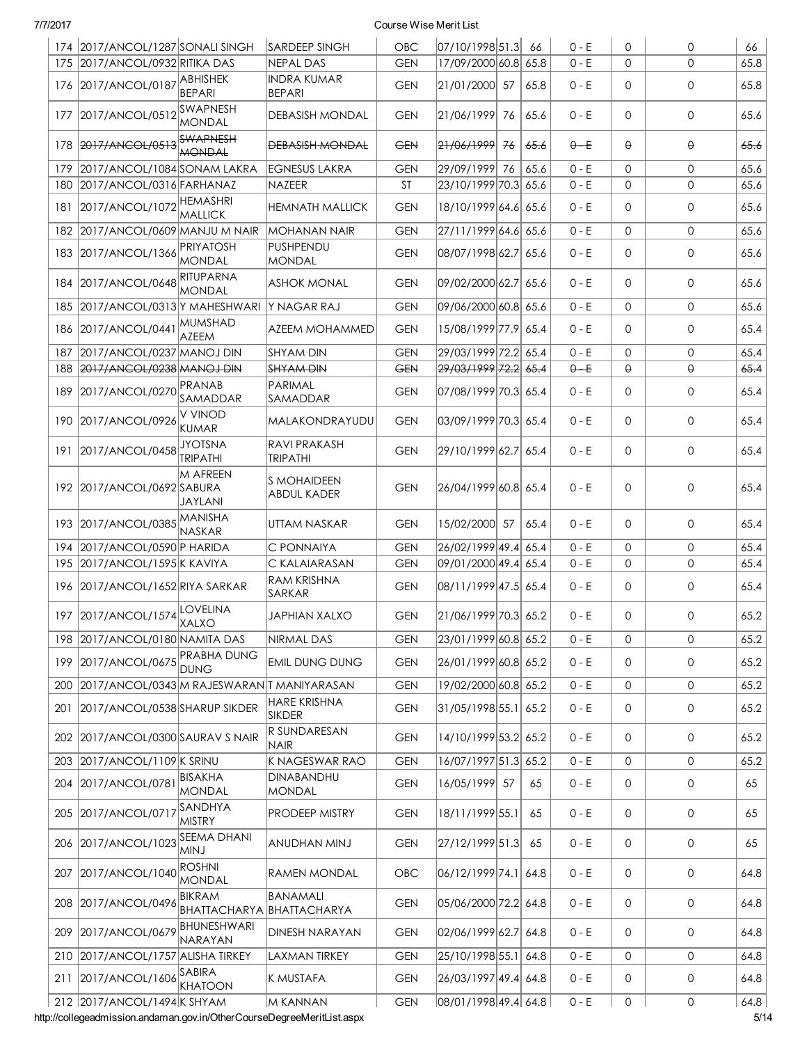| | | | | | | | | | | | |
|---|---|---|---|---|---|---|---|---|---|---|---|
| 174 | 2017/ANCOL/1287 | SONALI SINGH | SARDEEP SINGH | OBC | 07/10/1998 | 51.3 | 66 | 0 - E | 0 | 0 | 66 |
| 175 | 2017/ANCOL/0932 | RITIKA DAS | NEPAL DAS | GEN | 17/09/2000 | 60.8 | 65.8 | 0 - E | 0 | 0 | 65.8 |
| 176 | 2017/ANCOL/0187 | ABHISHEK BEPARI | INDRA KUMAR BEPARI | GEN | 21/01/2000 | 57 | 65.8 | 0 - E | 0 | 0 | 65.8 |
| 177 | 2017/ANCOL/0512 | SWAPNESH MONDAL | DEBASISH MONDAL | GEN | 21/06/1999 | 76 | 65.6 | 0 - E | 0 | 0 | 65.6 |
| 178 | ~~2017/ANCOL/0513~~ | ~~SWAPNESH MONDAL~~ | ~~DEBASISH MONDAL~~ | ~~GEN~~ | ~~21/06/1999~~ | ~~76~~ | ~~65.6~~ | ~~0 - E~~ | ~~0~~ | ~~0~~ | ~~65.6~~ |
| 179 | 2017/ANCOL/1084 | SONAM LAKRA | EGNESUS LAKRA | GEN | 29/09/1999 | 76 | 65.6 | 0 - E | 0 | 0 | 65.6 |
| 180 | 2017/ANCOL/0316 | FARHANAZ | NAZEER | ST | 23/10/1999 | 70.3 | 65.6 | 0 - E | 0 | 0 | 65.6 |
| 181 | 2017/ANCOL/1072 | HEMASHRI MALLICK | HEMNATH MALLICK | GEN | 18/10/1999 | 64.6 | 65.6 | 0 - E | 0 | 0 | 65.6 |
| 182 | 2017/ANCOL/0609 | MANJU M NAIR | MOHANAN NAIR | GEN | 27/11/1999 | 64.6 | 65.6 | 0 - E | 0 | 0 | 65.6 |
| 183 | 2017/ANCOL/1366 | PRIYATOSH MONDAL | PUSHPENDU MONDAL | GEN | 08/07/1998 | 62.7 | 65.6 | 0 - E | 0 | 0 | 65.6 |
| 184 | 2017/ANCOL/0648 | RITUPARNA MONDAL | ASHOK MONAL | GEN | 09/02/2000 | 62.7 | 65.6 | 0 - E | 0 | 0 | 65.6 |
| 185 | 2017/ANCOL/0313 | Y MAHESHWARI | Y NAGAR RAJ | GEN | 09/06/2000 | 60.8 | 65.6 | 0 - E | 0 | 0 | 65.6 |
| 186 | 2017/ANCOL/0441 | MUMSHAD AZEEM | AZEEM MOHAMMED | GEN | 15/08/1999 | 77.9 | 65.4 | 0 - E | 0 | 0 | 65.4 |
| 187 | 2017/ANCOL/0237 | MANOJ DIN | SHYAM DIN | GEN | 29/03/1999 | 72.2 | 65.4 | 0 - E | 0 | 0 | 65.4 |
| 188 | ~~2017/ANCOL/0238~~ | ~~MANOJ DIN~~ | ~~SHYAM DIN~~ | ~~GEN~~ | ~~29/03/1999~~ | ~~72.2~~ | ~~65.4~~ | ~~0 - E~~ | ~~0~~ | ~~0~~ | ~~65.4~~ |
| 189 | 2017/ANCOL/0270 | PRANAB SAMADDAR | PARIMAL SAMADDAR | GEN | 07/08/1999 | 70.3 | 65.4 | 0 - E | 0 | 0 | 65.4 |
| 190 | 2017/ANCOL/0926 | V VINOD KUMAR | MALAKONDRAYUDU | GEN | 03/09/1999 | 70.3 | 65.4 | 0 - E | 0 | 0 | 65.4 |
| 191 | 2017/ANCOL/0458 | JYOTSNA TRIPATHI | RAVI PRAKASH TRIPATHI | GEN | 29/10/1999 | 62.7 | 65.4 | 0 - E | 0 | 0 | 65.4 |
| 192 | 2017/ANCOL/0692 | M AFREEN SABURA JAYLANI | S MOHAIDEEN ABDUL KADER | GEN | 26/04/1999 | 60.8 | 65.4 | 0 - E | 0 | 0 | 65.4 |
| 193 | 2017/ANCOL/0385 | MANISHA NASKAR | UTTAM NASKAR | GEN | 15/02/2000 | 57 | 65.4 | 0 - E | 0 | 0 | 65.4 |
| 194 | 2017/ANCOL/0590 | P HARIDA | C PONNAIYA | GEN | 26/02/1999 | 49.4 | 65.4 | 0 - E | 0 | 0 | 65.4 |
| 195 | 2017/ANCOL/1595 | K KAVIYA | C KALAIARASAN | GEN | 09/01/2000 | 49.4 | 65.4 | 0 - E | 0 | 0 | 65.4 |
| 196 | 2017/ANCOL/1652 | RIYA SARKAR | RAM KRISHNA SARKAR | GEN | 08/11/1999 | 47.5 | 65.4 | 0 - E | 0 | 0 | 65.4 |
| 197 | 2017/ANCOL/1574 | LOVELINA XALXO | JAPHIAN XALXO | GEN | 21/06/1999 | 70.3 | 65.2 | 0 - E | 0 | 0 | 65.2 |
| 198 | 2017/ANCOL/0180 | NAMITA DAS | NIRMAL DAS | GEN | 23/01/1999 | 60.8 | 65.2 | 0 - E | 0 | 0 | 65.2 |
| 199 | 2017/ANCOL/0675 | PRABHA DUNG DUNG | EMIL DUNG DUNG | GEN | 26/01/1999 | 60.8 | 65.2 | 0 - E | 0 | 0 | 65.2 |
| 200 | 2017/ANCOL/0343 | M RAJESWARAN | T MANIYARASAN | GEN | 19/02/2000 | 60.8 | 65.2 | 0 - E | 0 | 0 | 65.2 |
| 201 | 2017/ANCOL/0538 | SHARUP SIKDER | HARE KRISHNA SIKDER | GEN | 31/05/1998 | 55.1 | 65.2 | 0 - E | 0 | 0 | 65.2 |
| 202 | 2017/ANCOL/0300 | SAURAV S NAIR | R SUNDARESAN NAIR | GEN | 14/10/1999 | 53.2 | 65.2 | 0 - E | 0 | 0 | 65.2 |
| 203 | 2017/ANCOL/1109 | K SRINU | K NAGESWAR RAO | GEN | 16/07/1997 | 51.3 | 65.2 | 0 - E | 0 | 0 | 65.2 |
| 204 | 2017/ANCOL/0781 | BISAKHA MONDAL | DINABANDHU MONDAL | GEN | 16/05/1999 | 57 | 65 | 0 - E | 0 | 0 | 65 |
| 205 | 2017/ANCOL/0717 | SANDHYA MISTRY | PRODEEP MISTRY | GEN | 18/11/1999 | 55.1 | 65 | 0 - E | 0 | 0 | 65 |
| 206 | 2017/ANCOL/1023 | SEEMA DHANI MINJ | ANUDHAN MINJ | GEN | 27/12/1999 | 51.3 | 65 | 0 - E | 0 | 0 | 65 |
| 207 | 2017/ANCOL/1040 | ROSHNI MONDAL | RAMEN MONDAL | OBC | 06/12/1999 | 74.1 | 64.8 | 0 - E | 0 | 0 | 64.8 |
| 208 | 2017/ANCOL/0496 | BIKRAM BHATTACHARYA | BANAMALI BHATTACHARYA | GEN | 05/06/2000 | 72.2 | 64.8 | 0 - E | 0 | 0 | 64.8 |
| 209 | 2017/ANCOL/0679 | BHUNESHWARI NARAYAN | DINESH NARAYAN | GEN | 02/06/1999 | 62.7 | 64.8 | 0 - E | 0 | 0 | 64.8 |
| 210 | 2017/ANCOL/1757 | ALISHA TIRKEY | LAXMAN TIRKEY | GEN | 25/10/1998 | 55.1 | 64.8 | 0 - E | 0 | 0 | 64.8 |
| 211 | 2017/ANCOL/1606 | SABIRA KHATOON | K MUSTAFA | GEN | 26/03/1997 | 49.4 | 64.8 | 0 - E | 0 | 0 | 64.8 |
| 212 | 2017/ANCOL/1494 | K SHYAM | M KANNAN | GEN | 08/01/1998 | 49.4 | 64.8 | 0 - E | 0 | 0 | 64.8 |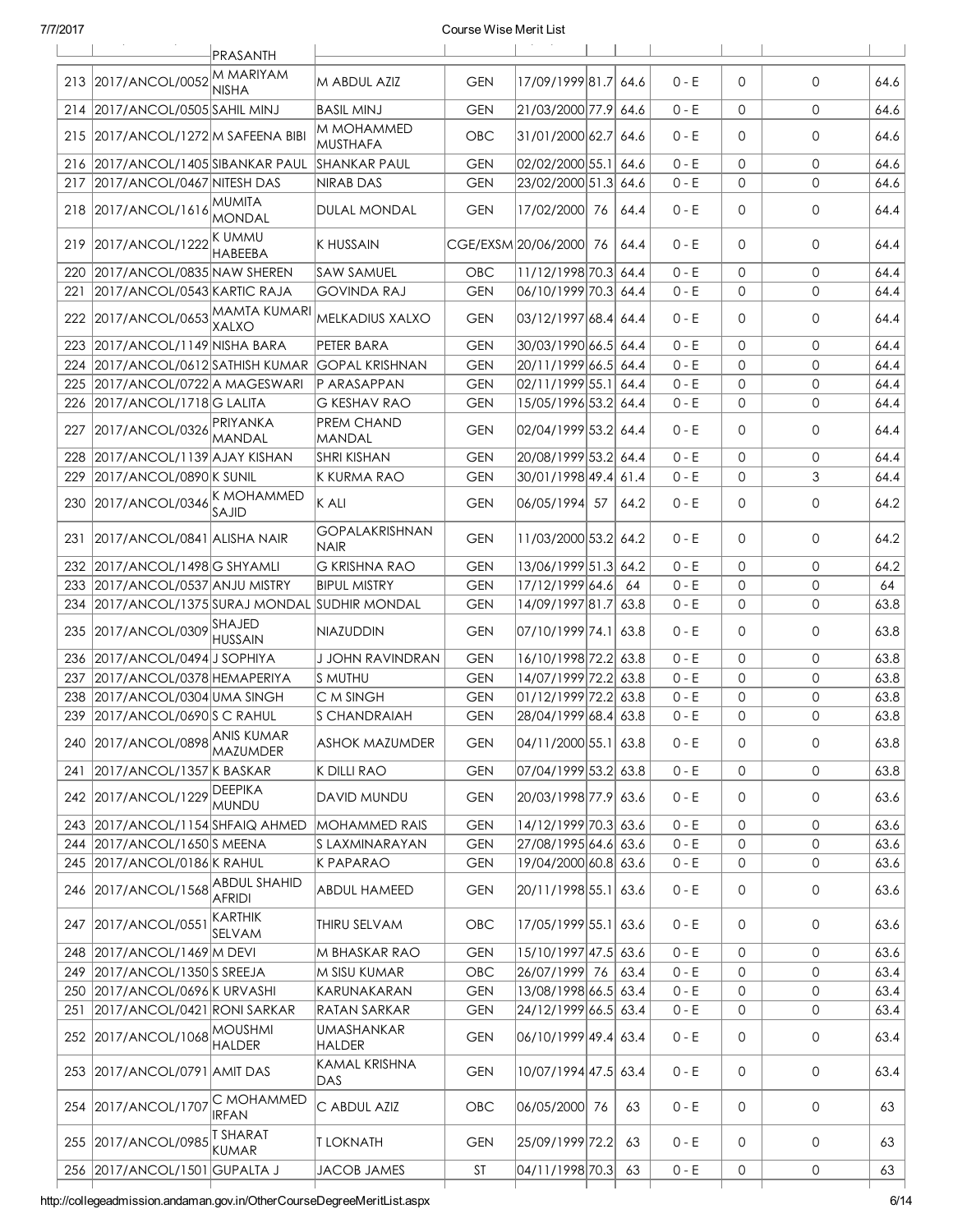| | | PRASANTH | | | | | | | | | | |
|---|---|---|---|---|---|---|---|---|---|---|---|---|
| 213 | 2017/ANCOL/0052 | M MARIYAM NISHA | M ABDUL AZIZ | GEN | 17/09/1999 | 81.7 | 64.6 | 0 - E | 0 | 0 | 64.6 |
| 214 | 2017/ANCOL/0505 | SAHIL MINJ | BASIL MINJ | GEN | 21/03/2000 | 77.9 | 64.6 | 0 - E | 0 | 0 | 64.6 |
| 215 | 2017/ANCOL/1272 | M SAFEENA BIBI | M MOHAMMED MUSTHAFA | OBC | 31/01/2000 | 62.7 | 64.6 | 0 - E | 0 | 0 | 64.6 |
| 216 | 2017/ANCOL/1405 | SIBANKAR PAUL | SHANKAR PAUL | GEN | 02/02/2000 | 55.1 | 64.6 | 0 - E | 0 | 0 | 64.6 |
| 217 | 2017/ANCOL/0467 | NITESH DAS | NIRAB DAS | GEN | 23/02/2000 | 51.3 | 64.6 | 0 - E | 0 | 0 | 64.6 |
| 218 | 2017/ANCOL/1616 | MUMITA MONDAL | DULAL MONDAL | GEN | 17/02/2000 | 76 | 64.4 | 0 - E | 0 | 0 | 64.4 |
| 219 | 2017/ANCOL/1222 | K UMMU HABEEBA | K HUSSAIN | CGE/EXSM | 20/06/2000 | 76 | 64.4 | 0 - E | 0 | 0 | 64.4 |
| 220 | 2017/ANCOL/0835 | NAW SHEREN | SAW SAMUEL | OBC | 11/12/1998 | 70.3 | 64.4 | 0 - E | 0 | 0 | 64.4 |
| 221 | 2017/ANCOL/0543 | KARTIC RAJA | GOVINDA RAJ | GEN | 06/10/1999 | 70.3 | 64.4 | 0 - E | 0 | 0 | 64.4 |
| 222 | 2017/ANCOL/0653 | MAMTA KUMARI XALXO | MELKADIUS XALXO | GEN | 03/12/1997 | 68.4 | 64.4 | 0 - E | 0 | 0 | 64.4 |
| 223 | 2017/ANCOL/1149 | NISHA BARA | PETER BARA | GEN | 30/03/1990 | 66.5 | 64.4 | 0 - E | 0 | 0 | 64.4 |
| 224 | 2017/ANCOL/0612 | SATHISH KUMAR | GOPAL KRISHNAN | GEN | 20/11/1999 | 66.5 | 64.4 | 0 - E | 0 | 0 | 64.4 |
| 225 | 2017/ANCOL/0722 | A MAGESWARI | P ARASAPPAN | GEN | 02/11/1999 | 55.1 | 64.4 | 0 - E | 0 | 0 | 64.4 |
| 226 | 2017/ANCOL/1718 | G LALITA | G KESHAV RAO | GEN | 15/05/1996 | 53.2 | 64.4 | 0 - E | 0 | 0 | 64.4 |
| 227 | 2017/ANCOL/0326 | PRIYANKA MANDAL | PREM CHAND MANDAL | GEN | 02/04/1999 | 53.2 | 64.4 | 0 - E | 0 | 0 | 64.4 |
| 228 | 2017/ANCOL/1139 | AJAY KISHAN | SHRI KISHAN | GEN | 20/08/1999 | 53.2 | 64.4 | 0 - E | 0 | 0 | 64.4 |
| 229 | 2017/ANCOL/0890 | K SUNIL | K KURMA RAO | GEN | 30/01/1998 | 49.4 | 61.4 | 0 - E | 0 | 3 | 64.4 |
| 230 | 2017/ANCOL/0346 | K MOHAMMED SAJID | K ALI | GEN | 06/05/1994 | 57 | 64.2 | 0 - E | 0 | 0 | 64.2 |
| 231 | 2017/ANCOL/0841 | ALISHA NAIR | GOPALAKRISHNAN NAIR | GEN | 11/03/2000 | 53.2 | 64.2 | 0 - E | 0 | 0 | 64.2 |
| 232 | 2017/ANCOL/1498 | G SHYAMLI | G KRISHNA RAO | GEN | 13/06/1999 | 51.3 | 64.2 | 0 - E | 0 | 0 | 64.2 |
| 233 | 2017/ANCOL/0537 | ANJU MISTRY | BIPUL MISTRY | GEN | 17/12/1999 | 64.6 | 64 | 0 - E | 0 | 0 | 64 |
| 234 | 2017/ANCOL/1375 | SURAJ MONDAL | SUDHIR MONDAL | GEN | 14/09/1997 | 81.7 | 63.8 | 0 - E | 0 | 0 | 63.8 |
| 235 | 2017/ANCOL/0309 | SHAJED HUSSAIN | NIAZUDDIN | GEN | 07/10/1999 | 74.1 | 63.8 | 0 - E | 0 | 0 | 63.8 |
| 236 | 2017/ANCOL/0494 | J SOPHIYA | J JOHN RAVINDRAN | GEN | 16/10/1998 | 72.2 | 63.8 | 0 - E | 0 | 0 | 63.8 |
| 237 | 2017/ANCOL/0378 | HEMAPERIYA | S MUTHU | GEN | 14/07/1999 | 72.2 | 63.8 | 0 - E | 0 | 0 | 63.8 |
| 238 | 2017/ANCOL/0304 | UMA SINGH | C M SINGH | GEN | 01/12/1999 | 72.2 | 63.8 | 0 - E | 0 | 0 | 63.8 |
| 239 | 2017/ANCOL/0690 | S C RAHUL | S CHANDRAIAH | GEN | 28/04/1999 | 68.4 | 63.8 | 0 - E | 0 | 0 | 63.8 |
| 240 | 2017/ANCOL/0898 | ANIS KUMAR MAZUMDER | ASHOK MAZUMDER | GEN | 04/11/2000 | 55.1 | 63.8 | 0 - E | 0 | 0 | 63.8 |
| 241 | 2017/ANCOL/1357 | K BASKAR | K DILLI RAO | GEN | 07/04/1999 | 53.2 | 63.8 | 0 - E | 0 | 0 | 63.8 |
| 242 | 2017/ANCOL/1229 | DEEPIKA MUNDU | DAVID MUNDU | GEN | 20/03/1998 | 77.9 | 63.6 | 0 - E | 0 | 0 | 63.6 |
| 243 | 2017/ANCOL/1154 | SHFAIQ AHMED | MOHAMMED RAIS | GEN | 14/12/1999 | 70.3 | 63.6 | 0 - E | 0 | 0 | 63.6 |
| 244 | 2017/ANCOL/1650 | S MEENA | S LAXMINARAYAN | GEN | 27/08/1995 | 64.6 | 63.6 | 0 - E | 0 | 0 | 63.6 |
| 245 | 2017/ANCOL/0186 | K RAHUL | K PAPARAO | GEN | 19/04/2000 | 60.8 | 63.6 | 0 - E | 0 | 0 | 63.6 |
| 246 | 2017/ANCOL/1568 | ABDUL SHAHID AFRIDI | ABDUL HAMEED | GEN | 20/11/1998 | 55.1 | 63.6 | 0 - E | 0 | 0 | 63.6 |
| 247 | 2017/ANCOL/0551 | KARTHIK SELVAM | THIRU SELVAM | OBC | 17/05/1999 | 55.1 | 63.6 | 0 - E | 0 | 0 | 63.6 |
| 248 | 2017/ANCOL/1469 | M DEVI | M BHASKAR RAO | GEN | 15/10/1997 | 47.5 | 63.6 | 0 - E | 0 | 0 | 63.6 |
| 249 | 2017/ANCOL/1350 | S SREEJA | M SISU KUMAR | OBC | 26/07/1999 | 76 | 63.4 | 0 - E | 0 | 0 | 63.4 |
| 250 | 2017/ANCOL/0696 | K URVASHI | KARUNAKARAN | GEN | 13/08/1998 | 66.5 | 63.4 | 0 - E | 0 | 0 | 63.4 |
| 251 | 2017/ANCOL/0421 | RONI SARKAR | RATAN SARKAR | GEN | 24/12/1999 | 66.5 | 63.4 | 0 - E | 0 | 0 | 63.4 |
| 252 | 2017/ANCOL/1068 | MOUSHMI HALDER | UMASHANKAR HALDER | GEN | 06/10/1999 | 49.4 | 63.4 | 0 - E | 0 | 0 | 63.4 |
| 253 | 2017/ANCOL/0791 | AMIT DAS | KAMAL KRISHNA DAS | GEN | 10/07/1994 | 47.5 | 63.4 | 0 - E | 0 | 0 | 63.4 |
| 254 | 2017/ANCOL/1707 | C MOHAMMED IRFAN | C ABDUL AZIZ | OBC | 06/05/2000 | 76 | 63 | 0 - E | 0 | 0 | 63 |
| 255 | 2017/ANCOL/0985 | T SHARAT KUMAR | T LOKNATH | GEN | 25/09/1999 | 72.2 | 63 | 0 - E | 0 | 0 | 63 |
| 256 | 2017/ANCOL/1501 | GUPALTA J | JACOB JAMES | ST | 04/11/1998 | 70.3 | 63 | 0 - E | 0 | 0 | 63 |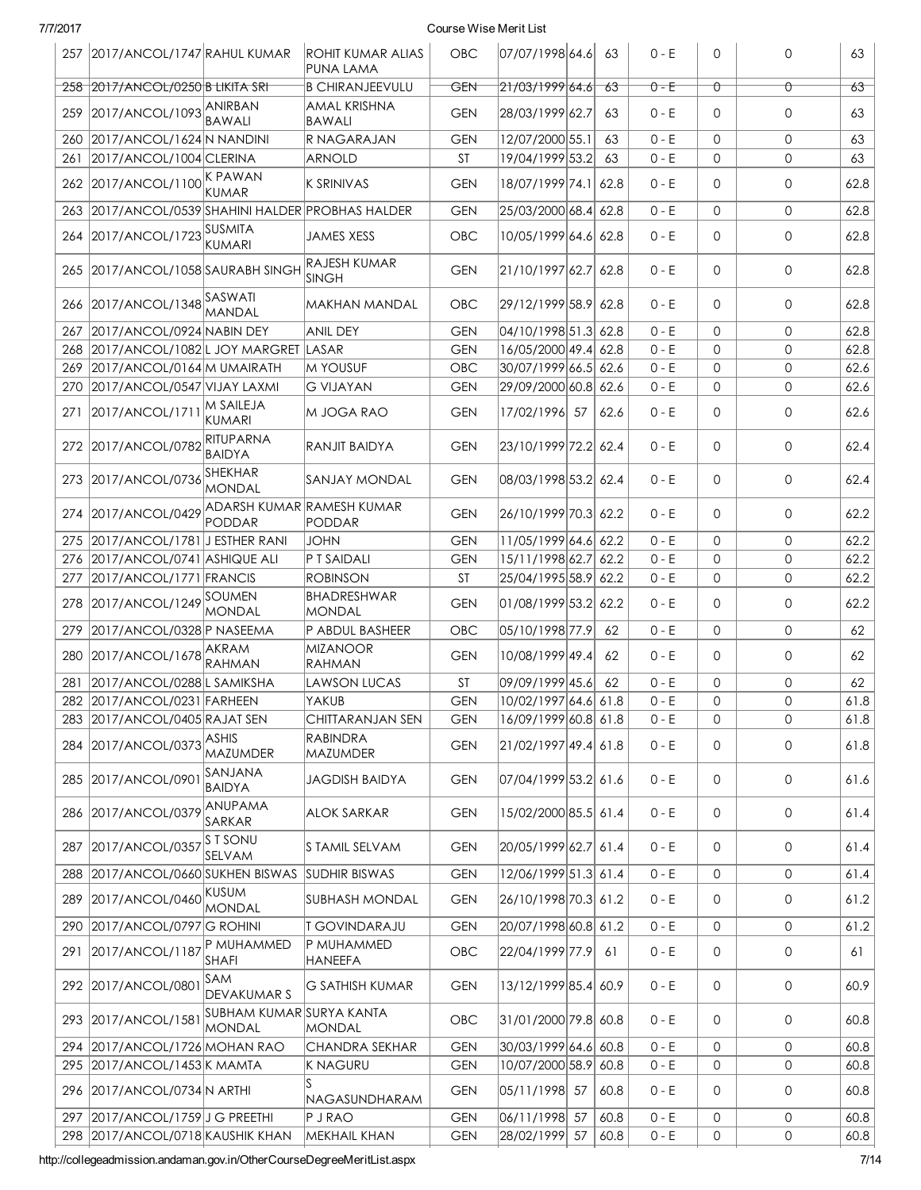| 257 | 2017/ANCOL/1747 | RAHUL KUMAR | ROHIT KUMAR ALIAS PUNA LAMA | OBC | 07/07/1998 | 64.6 | 63 | 0 - E | 0 | 0 | 63 |
|---|---|---|---|---|---|---|---|---|---|---|---|
| ~~258~~ | ~~2017/ANCOL/0250~~ | ~~B LIKITA SRI~~ | ~~B CHIRANJEEVULU~~ | ~~GEN~~ | ~~21/03/1999~~ | ~~64.6~~ | ~~63~~ | ~~0 - E~~ | ~~0~~ | ~~0~~ | ~~63~~ |
| 259 | 2017/ANCOL/1093 | ANIRBAN BAWALI | AMAL KRISHNA BAWALI | GEN | 28/03/1999 | 62.7 | 63 | 0 - E | 0 | 0 | 63 |
| 260 | 2017/ANCOL/1624 | N NANDINI | R NAGARAJAN | GEN | 12/07/2000 | 55.1 | 63 | 0 - E | 0 | 0 | 63 |
| 261 | 2017/ANCOL/1004 | CLERINA | ARNOLD | ST | 19/04/1999 | 53.2 | 63 | 0 - E | 0 | 0 | 63 |
| 262 | 2017/ANCOL/1100 | K PAWAN KUMAR | K SRINIVAS | GEN | 18/07/1999 | 74.1 | 62.8 | 0 - E | 0 | 0 | 62.8 |
| 263 | 2017/ANCOL/0539 | SHAHINI HALDER | PROBHAS HALDER | GEN | 25/03/2000 | 68.4 | 62.8 | 0 - E | 0 | 0 | 62.8 |
| 264 | 2017/ANCOL/1723 | SUSMITA KUMARI | JAMES XESS | OBC | 10/05/1999 | 64.6 | 62.8 | 0 - E | 0 | 0 | 62.8 |
| 265 | 2017/ANCOL/1058 | SAURABH SINGH | RAJESH KUMAR SINGH | GEN | 21/10/1997 | 62.7 | 62.8 | 0 - E | 0 | 0 | 62.8 |
| 266 | 2017/ANCOL/1348 | SASWATI MANDAL | MAKHAN MANDAL | OBC | 29/12/1999 | 58.9 | 62.8 | 0 - E | 0 | 0 | 62.8 |
| 267 | 2017/ANCOL/0924 | NABIN DEY | ANIL DEY | GEN | 04/10/1998 | 51.3 | 62.8 | 0 - E | 0 | 0 | 62.8 |
| 268 | 2017/ANCOL/1082 | L JOY MARGRET | LASAR | GEN | 16/05/2000 | 49.4 | 62.8 | 0 - E | 0 | 0 | 62.8 |
| 269 | 2017/ANCOL/0164 | M UMAIRATH | M YOUSUF | OBC | 30/07/1999 | 66.5 | 62.6 | 0 - E | 0 | 0 | 62.6 |
| 270 | 2017/ANCOL/0547 | VIJAY LAXMI | G VIJAYAN | GEN | 29/09/2000 | 60.8 | 62.6 | 0 - E | 0 | 0 | 62.6 |
| 271 | 2017/ANCOL/1711 | M SAILEJA KUMARI | M JOGA RAO | GEN | 17/02/1996 | 57 | 62.6 | 0 - E | 0 | 0 | 62.6 |
| 272 | 2017/ANCOL/0782 | RITUPARNA BAIDYA | RANJIT BAIDYA | GEN | 23/10/1999 | 72.2 | 62.4 | 0 - E | 0 | 0 | 62.4 |
| 273 | 2017/ANCOL/0736 | SHEKHAR MONDAL | SANJAY MONDAL | GEN | 08/03/1998 | 53.2 | 62.4 | 0 - E | 0 | 0 | 62.4 |
| 274 | 2017/ANCOL/0429 | ADARSH KUMAR PODDAR | RAMESH KUMAR PODDAR | GEN | 26/10/1999 | 70.3 | 62.2 | 0 - E | 0 | 0 | 62.2 |
| 275 | 2017/ANCOL/1781 | J ESTHER RANI | JOHN | GEN | 11/05/1999 | 64.6 | 62.2 | 0 - E | 0 | 0 | 62.2 |
| 276 | 2017/ANCOL/0741 | ASHIQUE ALI | P T SAIDALI | GEN | 15/11/1998 | 62.7 | 62.2 | 0 - E | 0 | 0 | 62.2 |
| 277 | 2017/ANCOL/1771 | FRANCIS | ROBINSON | ST | 25/04/1995 | 58.9 | 62.2 | 0 - E | 0 | 0 | 62.2 |
| 278 | 2017/ANCOL/1249 | SOUMEN MONDAL | BHADRESHWAR MONDAL | GEN | 01/08/1999 | 53.2 | 62.2 | 0 - E | 0 | 0 | 62.2 |
| 279 | 2017/ANCOL/0328 | P NASEEMA | P ABDUL BASHEER | OBC | 05/10/1998 | 77.9 | 62 | 0 - E | 0 | 0 | 62 |
| 280 | 2017/ANCOL/1678 | AKRAM RAHMAN | MIZANOOR RAHMAN | GEN | 10/08/1999 | 49.4 | 62 | 0 - E | 0 | 0 | 62 |
| 281 | 2017/ANCOL/0288 | L SAMIKSHA | LAWSON LUCAS | ST | 09/09/1999 | 45.6 | 62 | 0 - E | 0 | 0 | 62 |
| 282 | 2017/ANCOL/0231 | FARHEEN | YAKUB | GEN | 10/02/1997 | 64.6 | 61.8 | 0 - E | 0 | 0 | 61.8 |
| 283 | 2017/ANCOL/0405 | RAJAT SEN | CHITTARANJAN SEN | GEN | 16/09/1999 | 60.8 | 61.8 | 0 - E | 0 | 0 | 61.8 |
| 284 | 2017/ANCOL/0373 | ASHIS MAZUMDER | RABINDRA MAZUMDER | GEN | 21/02/1997 | 49.4 | 61.8 | 0 - E | 0 | 0 | 61.8 |
| 285 | 2017/ANCOL/0901 | SANJANA BAIDYA | JAGDISH BAIDYA | GEN | 07/04/1999 | 53.2 | 61.6 | 0 - E | 0 | 0 | 61.6 |
| 286 | 2017/ANCOL/0379 | ANUPAMA SARKAR | ALOK SARKAR | GEN | 15/02/2000 | 85.5 | 61.4 | 0 - E | 0 | 0 | 61.4 |
| 287 | 2017/ANCOL/0357 | S T SONU SELVAM | S TAMIL SELVAM | GEN | 20/05/1999 | 62.7 | 61.4 | 0 - E | 0 | 0 | 61.4 |
| 288 | 2017/ANCOL/0660 | SUKHEN BISWAS | SUDHIR BISWAS | GEN | 12/06/1999 | 51.3 | 61.4 | 0 - E | 0 | 0 | 61.4 |
| 289 | 2017/ANCOL/0460 | KUSUM MONDAL | SUBHASH MONDAL | GEN | 26/10/1998 | 70.3 | 61.2 | 0 - E | 0 | 0 | 61.2 |
| 290 | 2017/ANCOL/0797 | G ROHINI | T GOVINDARAJU | GEN | 20/07/1998 | 60.8 | 61.2 | 0 - E | 0 | 0 | 61.2 |
| 291 | 2017/ANCOL/1187 | P MUHAMMED SHAFI | P MUHAMMED HANEEFA | OBC | 22/04/1999 | 77.9 | 61 | 0 - E | 0 | 0 | 61 |
| 292 | 2017/ANCOL/0801 | SAM DEVAKUMAR S | G SATHISH KUMAR | GEN | 13/12/1999 | 85.4 | 60.9 | 0 - E | 0 | 0 | 60.9 |
| 293 | 2017/ANCOL/1581 | SUBHAM KUMAR MONDAL | SURYA KANTA MONDAL | OBC | 31/01/2000 | 79.8 | 60.8 | 0 - E | 0 | 0 | 60.8 |
| 294 | 2017/ANCOL/1726 | MOHAN RAO | CHANDRA SEKHAR | GEN | 30/03/1999 | 64.6 | 60.8 | 0 - E | 0 | 0 | 60.8 |
| 295 | 2017/ANCOL/1453 | K MAMTA | K NAGURU | GEN | 10/07/2000 | 58.9 | 60.8 | 0 - E | 0 | 0 | 60.8 |
| 296 | 2017/ANCOL/0734 | N ARTHI | S NAGASUNDHARAM | GEN | 05/11/1998 | 57 | 60.8 | 0 - E | 0 | 0 | 60.8 |
| 297 | 2017/ANCOL/1759 | J G PREETHI | P J RAO | GEN | 06/11/1998 | 57 | 60.8 | 0 - E | 0 | 0 | 60.8 |
| 298 | 2017/ANCOL/0718 | KAUSHIK KHAN | MEKHAIL KHAN | GEN | 28/02/1999 | 57 | 60.8 | 0 - E | 0 | 0 | 60.8 |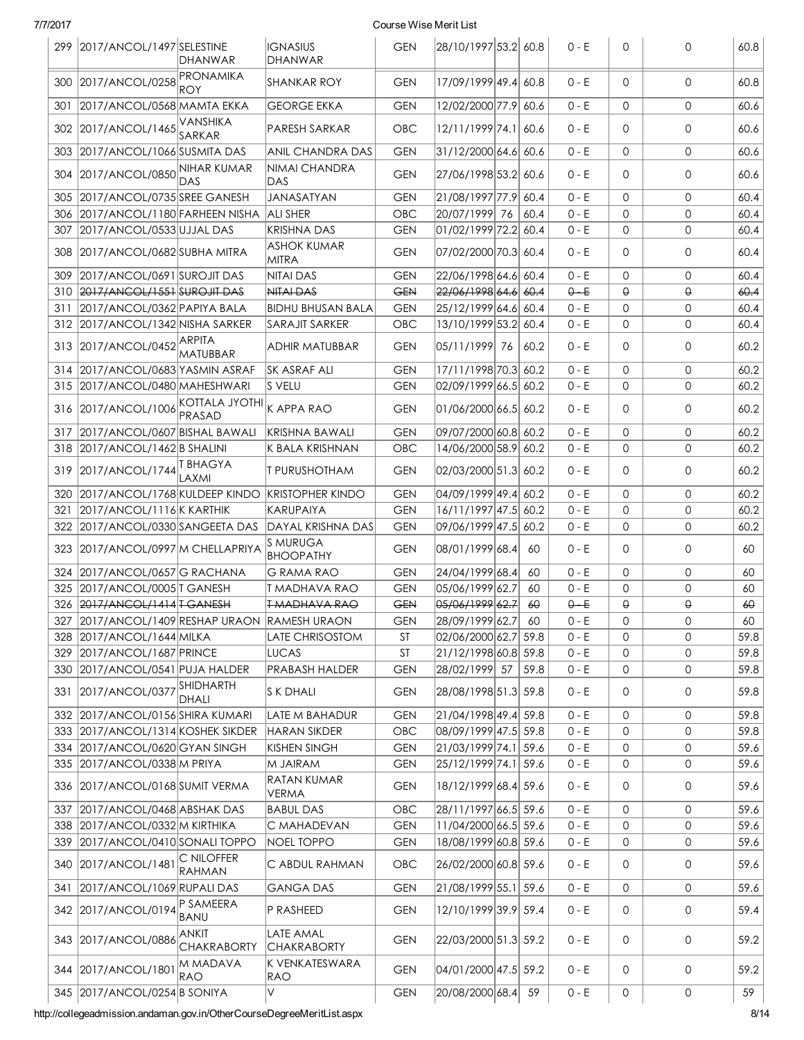| 299 | 2017/ANCOL/1497 | SELESTINE DHANWAR | IGNASIUS DHANWAR | GEN | 28/10/1997 | 53.2 | 60.8 | 0 - E | 0 | 0 | 60.8 |
|---|---|---|---|---|---|---|---|---|---|---|---|
| 300 | 2017/ANCOL/0258 | PRONAMIKA ROY | SHANKAR ROY | GEN | 17/09/1999 | 49.4 | 60.8 | 0 - E | 0 | 0 | 60.8 |
| 301 | 2017/ANCOL/0568 | MAMTA EKKA | GEORGE EKKA | GEN | 12/02/2000 | 77.9 | 60.6 | 0 - E | 0 | 0 | 60.6 |
| 302 | 2017/ANCOL/1465 | VANSHIKA SARKAR | PARESH SARKAR | OBC | 12/11/1999 | 74.1 | 60.6 | 0 - E | 0 | 0 | 60.6 |
| 303 | 2017/ANCOL/1066 | SUSMITA DAS | ANIL CHANDRA DAS | GEN | 31/12/2000 | 64.6 | 60.6 | 0 - E | 0 | 0 | 60.6 |
| 304 | 2017/ANCOL/0850 | NIHAR KUMAR DAS | NIMAI CHANDRA DAS | GEN | 27/06/1998 | 53.2 | 60.6 | 0 - E | 0 | 0 | 60.6 |
| 305 | 2017/ANCOL/0735 | SREE GANESH | JANASATYAN | GEN | 21/08/1997 | 77.9 | 60.4 | 0 - E | 0 | 0 | 60.4 |
| 306 | 2017/ANCOL/1180 | FARHEEN NISHA | ALI SHER | OBC | 20/07/1999 | 76 | 60.4 | 0 - E | 0 | 0 | 60.4 |
| 307 | 2017/ANCOL/0533 | UJJAL DAS | KRISHNA DAS | GEN | 01/02/1999 | 72.2 | 60.4 | 0 - E | 0 | 0 | 60.4 |
| 308 | 2017/ANCOL/0682 | SUBHA MITRA | ASHOK KUMAR MITRA | GEN | 07/02/2000 | 70.3 | 60.4 | 0 - E | 0 | 0 | 60.4 |
| 309 | 2017/ANCOL/0691 | SUROJIT DAS | NITAI DAS | GEN | 22/06/1998 | 64.6 | 60.4 | 0 - E | 0 | 0 | 60.4 |
| 310 | ~~2017/ANCOL/1551~~ | ~~SUROJIT DAS~~ | ~~NITAI DAS~~ | ~~GEN~~ | ~~22/06/1998~~ | ~~64.6~~ | ~~60.4~~ | ~~0 - E~~ | ~~0~~ | ~~0~~ | ~~60.4~~ |
| 311 | 2017/ANCOL/0362 | PAPIYA BALA | BIDHU BHUSAN BALA | GEN | 25/12/1999 | 64.6 | 60.4 | 0 - E | 0 | 0 | 60.4 |
| 312 | 2017/ANCOL/1342 | NISHA SARKER | SARAJIT SARKER | OBC | 13/10/1999 | 53.2 | 60.4 | 0 - E | 0 | 0 | 60.4 |
| 313 | 2017/ANCOL/0452 | ARPITA MATUBBAR | ADHIR MATUBBAR | GEN | 05/11/1999 | 76 | 60.2 | 0 - E | 0 | 0 | 60.2 |
| 314 | 2017/ANCOL/0683 | YASMIN ASRAF | SK ASRAF ALI | GEN | 17/11/1998 | 70.3 | 60.2 | 0 - E | 0 | 0 | 60.2 |
| 315 | 2017/ANCOL/0480 | MAHESHWARI | S VELU | GEN | 02/09/1999 | 66.5 | 60.2 | 0 - E | 0 | 0 | 60.2 |
| 316 | 2017/ANCOL/1006 | KOTTALA JYOTHI PRASAD | K APPA RAO | GEN | 01/06/2000 | 66.5 | 60.2 | 0 - E | 0 | 0 | 60.2 |
| 317 | 2017/ANCOL/0607 | BISHAL BAWALI | KRISHNA BAWALI | GEN | 09/07/2000 | 60.8 | 60.2 | 0 - E | 0 | 0 | 60.2 |
| 318 | 2017/ANCOL/1462 | B SHALINI | K BALA KRISHNAN | OBC | 14/06/2000 | 58.9 | 60.2 | 0 - E | 0 | 0 | 60.2 |
| 319 | 2017/ANCOL/1744 | T BHAGYA LAXMI | T PURUSHOTHAM | GEN | 02/03/2000 | 51.3 | 60.2 | 0 - E | 0 | 0 | 60.2 |
| 320 | 2017/ANCOL/1768 | KULDEEP KINDO | KRISTOPHER KINDO | GEN | 04/09/1999 | 49.4 | 60.2 | 0 - E | 0 | 0 | 60.2 |
| 321 | 2017/ANCOL/1116 | K KARTHIK | KARUPAIYA | GEN | 16/11/1997 | 47.5 | 60.2 | 0 - E | 0 | 0 | 60.2 |
| 322 | 2017/ANCOL/0330 | SANGEETA DAS | DAYAL KRISHNA DAS | GEN | 09/06/1999 | 47.5 | 60.2 | 0 - E | 0 | 0 | 60.2 |
| 323 | 2017/ANCOL/0997 | M CHELLAPRIYA | S MURUGA BHOOPATHY | GEN | 08/01/1999 | 68.4 | 60 | 0 - E | 0 | 0 | 60 |
| 324 | 2017/ANCOL/0657 | G RACHANA | G RAMA RAO | GEN | 24/04/1999 | 68.4 | 60 | 0 - E | 0 | 0 | 60 |
| 325 | 2017/ANCOL/0005 | T GANESH | T MADHAVA RAO | GEN | 05/06/1999 | 62.7 | 60 | 0 - E | 0 | 0 | 60 |
| 326 | ~~2017/ANCOL/1414~~ | ~~T GANESH~~ | ~~T MADHAVA RAO~~ | ~~GEN~~ | ~~05/06/1999~~ | ~~62.7~~ | ~~60~~ | ~~0 - E~~ | ~~0~~ | ~~0~~ | ~~60~~ |
| 327 | 2017/ANCOL/1409 | RESHAP URAON | RAMESH URAON | GEN | 28/09/1999 | 62.7 | 60 | 0 - E | 0 | 0 | 60 |
| 328 | 2017/ANCOL/1644 | MILKA | LATE CHRISOSTOM | ST | 02/06/2000 | 62.7 | 59.8 | 0 - E | 0 | 0 | 59.8 |
| 329 | 2017/ANCOL/1687 | PRINCE | LUCAS | ST | 21/12/1998 | 60.8 | 59.8 | 0 - E | 0 | 0 | 59.8 |
| 330 | 2017/ANCOL/0541 | PUJA HALDER | PRABASH HALDER | GEN | 28/02/1999 | 57 | 59.8 | 0 - E | 0 | 0 | 59.8 |
| 331 | 2017/ANCOL/0377 | SHIDHARTH DHALI | S K DHALI | GEN | 28/08/1998 | 51.3 | 59.8 | 0 - E | 0 | 0 | 59.8 |
| 332 | 2017/ANCOL/0156 | SHIRA KUMARI | LATE M BAHADUR | GEN | 21/04/1998 | 49.4 | 59.8 | 0 - E | 0 | 0 | 59.8 |
| 333 | 2017/ANCOL/1314 | KOSHEK SIKDER | HARAN SIKDER | OBC | 08/09/1999 | 47.5 | 59.8 | 0 - E | 0 | 0 | 59.8 |
| 334 | 2017/ANCOL/0620 | GYAN SINGH | KISHEN SINGH | GEN | 21/03/1999 | 74.1 | 59.6 | 0 - E | 0 | 0 | 59.6 |
| 335 | 2017/ANCOL/0338 | M PRIYA | M JAIRAM | GEN | 25/12/1999 | 74.1 | 59.6 | 0 - E | 0 | 0 | 59.6 |
| 336 | 2017/ANCOL/0168 | SUMIT VERMA | RATAN KUMAR VERMA | GEN | 18/12/1999 | 68.4 | 59.6 | 0 - E | 0 | 0 | 59.6 |
| 337 | 2017/ANCOL/0468 | ABSHAK DAS | BABUL DAS | OBC | 28/11/1997 | 66.5 | 59.6 | 0 - E | 0 | 0 | 59.6 |
| 338 | 2017/ANCOL/0332 | M KIRTHIKA | C MAHADEVAN | GEN | 11/04/2000 | 66.5 | 59.6 | 0 - E | 0 | 0 | 59.6 |
| 339 | 2017/ANCOL/0410 | SONALI TOPPO | NOEL TOPPO | GEN | 18/08/1999 | 60.8 | 59.6 | 0 - E | 0 | 0 | 59.6 |
| 340 | 2017/ANCOL/1481 | C NILOFFER RAHMAN | C ABDUL RAHMAN | OBC | 26/02/2000 | 60.8 | 59.6 | 0 - E | 0 | 0 | 59.6 |
| 341 | 2017/ANCOL/1069 | RUPALI DAS | GANGA DAS | GEN | 21/08/1999 | 55.1 | 59.6 | 0 - E | 0 | 0 | 59.6 |
| 342 | 2017/ANCOL/0194 | P SAMEERA BANU | P RASHEED | GEN | 12/10/1999 | 39.9 | 59.4 | 0 - E | 0 | 0 | 59.4 |
| 343 | 2017/ANCOL/0886 | ANKIT CHAKRABORTY | LATE AMAL CHAKRABORTY | GEN | 22/03/2000 | 51.3 | 59.2 | 0 - E | 0 | 0 | 59.2 |
| 344 | 2017/ANCOL/1801 | M MADAVA RAO | K VENKATESWARA RAO | GEN | 04/01/2000 | 47.5 | 59.2 | 0 - E | 0 | 0 | 59.2 |
| 345 | 2017/ANCOL/0254 | B SONIYA | V | GEN | 20/08/2000 | 68.4 | 59 | 0 - E | 0 | 0 | 59 |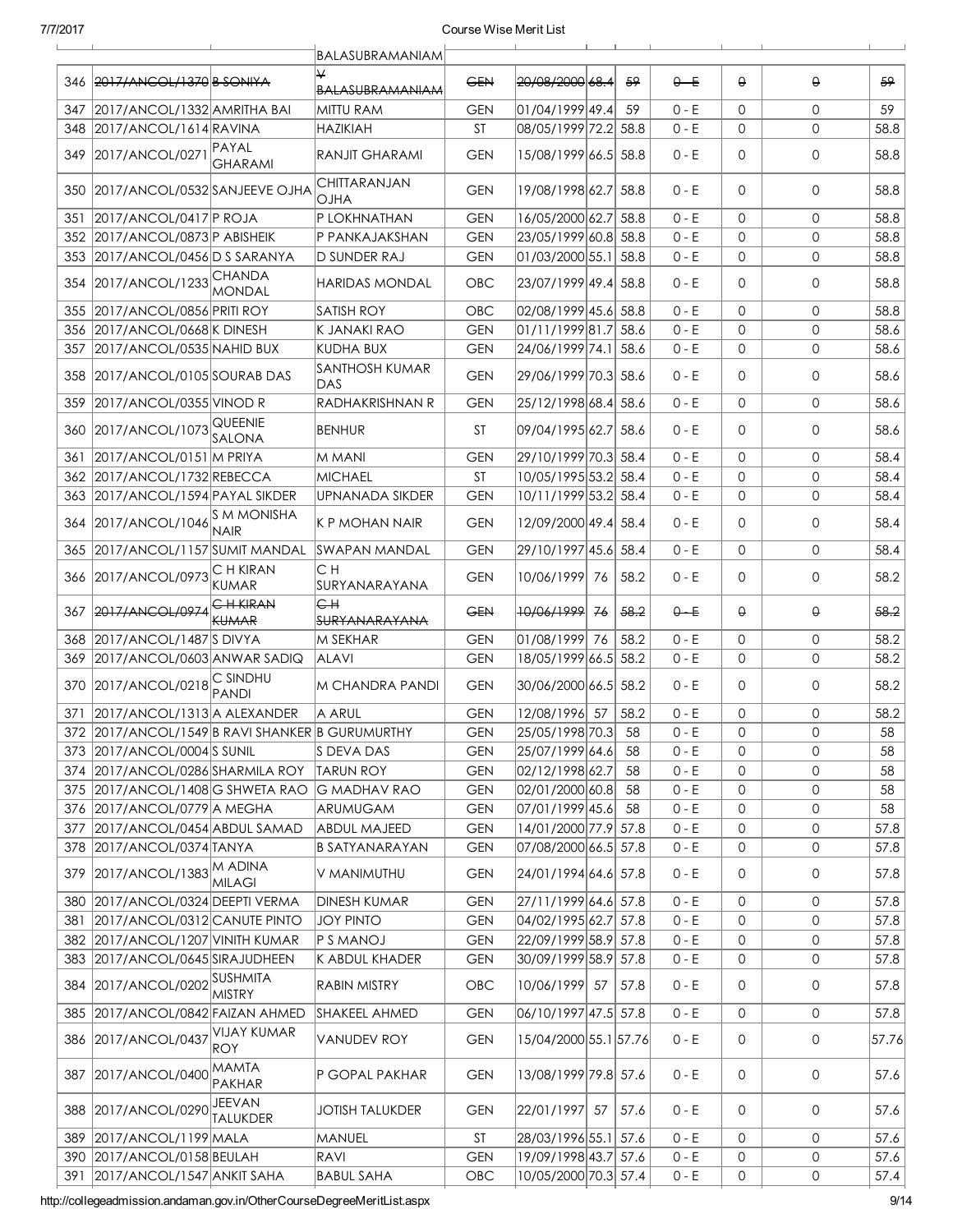| | | | | | | | | | | | |
|---|---|---|---|---|---|---|---|---|---|---|---|
| | | | BALASUBRAMANIAM | | | | | | | | |
| 346 | ~~2017/ANCOL/1370~~ | ~~B SONIYA~~ | ~~V BALASUBRAMANIAM~~ | ~~GEN~~ | ~~20/08/2000~~ | ~~68.4~~ | ~~59~~ | ~~0 - E~~ | ~~0~~ | ~~0~~ | ~~59~~ |
| 347 | 2017/ANCOL/1332 | AMRITHA BAI | MITTU RAM | GEN | 01/04/1999 | 49.4 | 59 | 0 - E | 0 | 0 | 59 |
| 348 | 2017/ANCOL/1614 | RAVINA | HAZIKIAH | ST | 08/05/1999 | 72.2 | 58.8 | 0 - E | 0 | 0 | 58.8 |
| 349 | 2017/ANCOL/0271 | PAYAL GHARAMI | RANJIT GHARAMI | GEN | 15/08/1999 | 66.5 | 58.8 | 0 - E | 0 | 0 | 58.8 |
| 350 | 2017/ANCOL/0532 | SANJEEVE OJHA | CHITTARANJAN OJHA | GEN | 19/08/1998 | 62.7 | 58.8 | 0 - E | 0 | 0 | 58.8 |
| 351 | 2017/ANCOL/0417 | P ROJA | P LOKHNATHAN | GEN | 16/05/2000 | 62.7 | 58.8 | 0 - E | 0 | 0 | 58.8 |
| 352 | 2017/ANCOL/0873 | P ABISHEIK | P PANKAJAKSHAN | GEN | 23/05/1999 | 60.8 | 58.8 | 0 - E | 0 | 0 | 58.8 |
| 353 | 2017/ANCOL/0456 | D S SARANYA | D SUNDER RAJ | GEN | 01/03/2000 | 55.1 | 58.8 | 0 - E | 0 | 0 | 58.8 |
| 354 | 2017/ANCOL/1233 | CHANDA MONDAL | HARIDAS MONDAL | OBC | 23/07/1999 | 49.4 | 58.8 | 0 - E | 0 | 0 | 58.8 |
| 355 | 2017/ANCOL/0856 | PRITI ROY | SATISH ROY | OBC | 02/08/1999 | 45.6 | 58.8 | 0 - E | 0 | 0 | 58.8 |
| 356 | 2017/ANCOL/0668 | K DINESH | K JANAKI RAO | GEN | 01/11/1999 | 81.7 | 58.6 | 0 - E | 0 | 0 | 58.6 |
| 357 | 2017/ANCOL/0535 | NAHID BUX | KUDHA BUX | GEN | 24/06/1999 | 74.1 | 58.6 | 0 - E | 0 | 0 | 58.6 |
| 358 | 2017/ANCOL/0105 | SOURAB DAS | SANTHOSH KUMAR DAS | GEN | 29/06/1999 | 70.3 | 58.6 | 0 - E | 0 | 0 | 58.6 |
| 359 | 2017/ANCOL/0355 | VINOD R | RADHAKRISHNAN R | GEN | 25/12/1998 | 68.4 | 58.6 | 0 - E | 0 | 0 | 58.6 |
| 360 | 2017/ANCOL/1073 | QUEENIE SALONA | BENHUR | ST | 09/04/1995 | 62.7 | 58.6 | 0 - E | 0 | 0 | 58.6 |
| 361 | 2017/ANCOL/0151 | M PRIYA | M MANI | GEN | 29/10/1999 | 70.3 | 58.4 | 0 - E | 0 | 0 | 58.4 |
| 362 | 2017/ANCOL/1732 | REBECCA | MICHAEL | ST | 10/05/1995 | 53.2 | 58.4 | 0 - E | 0 | 0 | 58.4 |
| 363 | 2017/ANCOL/1594 | PAYAL SIKDER | UPNANADA SIKDER | GEN | 10/11/1999 | 53.2 | 58.4 | 0 - E | 0 | 0 | 58.4 |
| 364 | 2017/ANCOL/1046 | S M MONISHA NAIR | K P MOHAN NAIR | GEN | 12/09/2000 | 49.4 | 58.4 | 0 - E | 0 | 0 | 58.4 |
| 365 | 2017/ANCOL/1157 | SUMIT MANDAL | SWAPAN MANDAL | GEN | 29/10/1997 | 45.6 | 58.4 | 0 - E | 0 | 0 | 58.4 |
| 366 | 2017/ANCOL/0973 | C H KIRAN KUMAR | C H SURYANARAYANA | GEN | 10/06/1999 | 76 | 58.2 | 0 - E | 0 | 0 | 58.2 |
| 367 | ~~2017/ANCOL/0974~~ | ~~C H KIRAN KUMAR~~ | ~~C H SURYANARAYANA~~ | ~~GEN~~ | ~~10/06/1999~~ | ~~76~~ | ~~58.2~~ | ~~0 - E~~ | ~~0~~ | ~~0~~ | ~~58.2~~ |
| 368 | 2017/ANCOL/1487 | S DIVYA | M SEKHAR | GEN | 01/08/1999 | 76 | 58.2 | 0 - E | 0 | 0 | 58.2 |
| 369 | 2017/ANCOL/0603 | ANWAR SADIQ | ALAVI | GEN | 18/05/1999 | 66.5 | 58.2 | 0 - E | 0 | 0 | 58.2 |
| 370 | 2017/ANCOL/0218 | C SINDHU PANDI | M CHANDRA PANDI | GEN | 30/06/2000 | 66.5 | 58.2 | 0 - E | 0 | 0 | 58.2 |
| 371 | 2017/ANCOL/1313 | A ALEXANDER | A ARUL | GEN | 12/08/1996 | 57 | 58.2 | 0 - E | 0 | 0 | 58.2 |
| 372 | 2017/ANCOL/1549 | B RAVI SHANKER | B GURUMURTHY | GEN | 25/05/1998 | 70.3 | 58 | 0 - E | 0 | 0 | 58 |
| 373 | 2017/ANCOL/0004 | S SUNIL | S DEVA DAS | GEN | 25/07/1999 | 64.6 | 58 | 0 - E | 0 | 0 | 58 |
| 374 | 2017/ANCOL/0286 | SHARMILA ROY | TARUN ROY | GEN | 02/12/1998 | 62.7 | 58 | 0 - E | 0 | 0 | 58 |
| 375 | 2017/ANCOL/1408 | G SHWETA RAO | G MADHAV RAO | GEN | 02/01/2000 | 60.8 | 58 | 0 - E | 0 | 0 | 58 |
| 376 | 2017/ANCOL/0779 | A MEGHA | ARUMUGAM | GEN | 07/01/1999 | 45.6 | 58 | 0 - E | 0 | 0 | 58 |
| 377 | 2017/ANCOL/0454 | ABDUL SAMAD | ABDUL MAJEED | GEN | 14/01/2000 | 77.9 | 57.8 | 0 - E | 0 | 0 | 57.8 |
| 378 | 2017/ANCOL/0374 | TANYA | B SATYANARAYAN | GEN | 07/08/2000 | 66.5 | 57.8 | 0 - E | 0 | 0 | 57.8 |
| 379 | 2017/ANCOL/1383 | M ADINA MILAGI | V MANIMUTHU | GEN | 24/01/1994 | 64.6 | 57.8 | 0 - E | 0 | 0 | 57.8 |
| 380 | 2017/ANCOL/0324 | DEEPTI VERMA | DINESH KUMAR | GEN | 27/11/1999 | 64.6 | 57.8 | 0 - E | 0 | 0 | 57.8 |
| 381 | 2017/ANCOL/0312 | CANUTE PINTO | JOY PINTO | GEN | 04/02/1995 | 62.7 | 57.8 | 0 - E | 0 | 0 | 57.8 |
| 382 | 2017/ANCOL/1207 | VINITH KUMAR | P S MANOJ | GEN | 22/09/1999 | 58.9 | 57.8 | 0 - E | 0 | 0 | 57.8 |
| 383 | 2017/ANCOL/0645 | SIRAJUDHEEN | K ABDUL KHADER | GEN | 30/09/1999 | 58.9 | 57.8 | 0 - E | 0 | 0 | 57.8 |
| 384 | 2017/ANCOL/0202 | SUSHMITA MISTRY | RABIN MISTRY | OBC | 10/06/1999 | 57 | 57.8 | 0 - E | 0 | 0 | 57.8 |
| 385 | 2017/ANCOL/0842 | FAIZAN AHMED | SHAKEEL AHMED | GEN | 06/10/1997 | 47.5 | 57.8 | 0 - E | 0 | 0 | 57.8 |
| 386 | 2017/ANCOL/0437 | VIJAY KUMAR ROY | VANUDEV ROY | GEN | 15/04/2000 | 55.1 | 57.76 | 0 - E | 0 | 0 | 57.76 |
| 387 | 2017/ANCOL/0400 | MAMTA PAKHAR | P GOPAL PAKHAR | GEN | 13/08/1999 | 79.8 | 57.6 | 0 - E | 0 | 0 | 57.6 |
| 388 | 2017/ANCOL/0290 | JEEVAN TALUKDER | JOTISH TALUKDER | GEN | 22/01/1997 | 57 | 57.6 | 0 - E | 0 | 0 | 57.6 |
| 389 | 2017/ANCOL/1199 | MALA | MANUEL | ST | 28/03/1996 | 55.1 | 57.6 | 0 - E | 0 | 0 | 57.6 |
| 390 | 2017/ANCOL/0158 | BEULAH | RAVI | GEN | 19/09/1998 | 43.7 | 57.6 | 0 - E | 0 | 0 | 57.6 |
| 391 | 2017/ANCOL/1547 | ANKIT SAHA | BABUL SAHA | OBC | 10/05/2000 | 70.3 | 57.4 | 0 - E | 0 | 0 | 57.4 |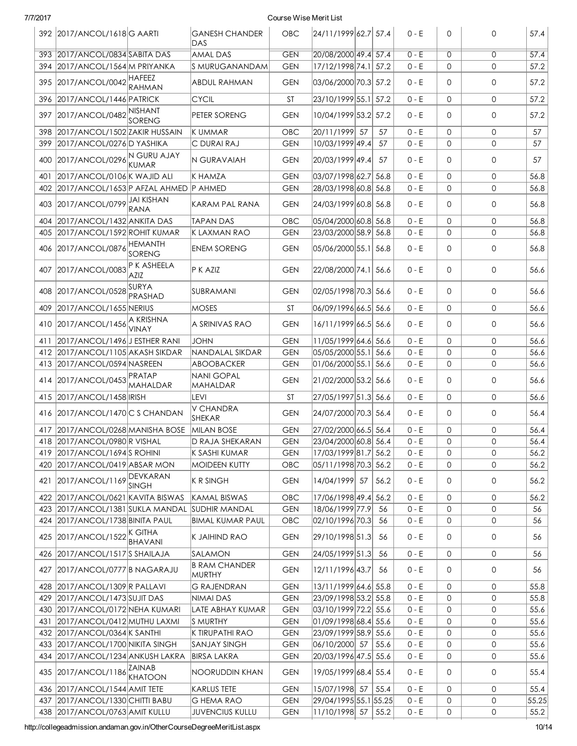| 392 | 2017/ANCOL/1618 | G AARTI | GANESH CHANDER DAS | OBC | 24/11/1999 | 62.7 | 57.4 | 0 - E | 0 | 0 | 57.4 |
|---|---|---|---|---|---|---|---|---|---|---|---|
| 393 | 2017/ANCOL/0834 | SABITA DAS | AMAL DAS | GEN | 20/08/2000 | 49.4 | 57.4 | 0 - E | 0 | 0 | 57.4 |
| 394 | 2017/ANCOL/1564 | M PRIYANKA | S MURUGANANDAM | GEN | 17/12/1998 | 74.1 | 57.2 | 0 - E | 0 | 0 | 57.2 |
| 395 | 2017/ANCOL/0042 | HAFEEZ RAHMAN | ABDUL RAHMAN | GEN | 03/06/2000 | 70.3 | 57.2 | 0 - E | 0 | 0 | 57.2 |
| 396 | 2017/ANCOL/1446 | PATRICK | CYCIL | ST | 23/10/1999 | 55.1 | 57.2 | 0 - E | 0 | 0 | 57.2 |
| 397 | 2017/ANCOL/0482 | NISHANT SORENG | PETER SORENG | GEN | 10/04/1999 | 53.2 | 57.2 | 0 - E | 0 | 0 | 57.2 |
| 398 | 2017/ANCOL/1502 | ZAKIR HUSSAIN | K UMMAR | OBC | 20/11/1999 | 57 | 57 | 0 - E | 0 | 0 | 57 |
| 399 | 2017/ANCOL/0276 | D YASHIKA | C DURAI RAJ | GEN | 10/03/1999 | 49.4 | 57 | 0 - E | 0 | 0 | 57 |
| 400 | 2017/ANCOL/0296 | N GURU AJAY KUMAR | N GURAVAIAH | GEN | 20/03/1999 | 49.4 | 57 | 0 - E | 0 | 0 | 57 |
| 401 | 2017/ANCOL/0106 | K WAJID ALI | K HAMZA | GEN | 03/07/1998 | 62.7 | 56.8 | 0 - E | 0 | 0 | 56.8 |
| 402 | 2017/ANCOL/1653 | P AFZAL AHMED | P AHMED | GEN | 28/03/1998 | 60.8 | 56.8 | 0 - E | 0 | 0 | 56.8 |
| 403 | 2017/ANCOL/0799 | JAI KISHAN RANA | KARAM PAL RANA | GEN | 24/03/1999 | 60.8 | 56.8 | 0 - E | 0 | 0 | 56.8 |
| 404 | 2017/ANCOL/1432 | ANKITA DAS | TAPAN DAS | OBC | 05/04/2000 | 60.8 | 56.8 | 0 - E | 0 | 0 | 56.8 |
| 405 | 2017/ANCOL/1592 | ROHIT KUMAR | K LAXMAN RAO | GEN | 23/03/2000 | 58.9 | 56.8 | 0 - E | 0 | 0 | 56.8 |
| 406 | 2017/ANCOL/0876 | HEMANTH SORENG | ENEM SORENG | GEN | 05/06/2000 | 55.1 | 56.8 | 0 - E | 0 | 0 | 56.8 |
| 407 | 2017/ANCOL/0083 | P K ASHEELA AZIZ | P K AZIZ | GEN | 22/08/2000 | 74.1 | 56.6 | 0 - E | 0 | 0 | 56.6 |
| 408 | 2017/ANCOL/0528 | SURYA PRASHAD | SUBRAMANI | GEN | 02/05/1998 | 70.3 | 56.6 | 0 - E | 0 | 0 | 56.6 |
| 409 | 2017/ANCOL/1655 | NERIUS | MOSES | ST | 06/09/1996 | 66.5 | 56.6 | 0 - E | 0 | 0 | 56.6 |
| 410 | 2017/ANCOL/1456 | A KRISHNA VINAY | A SRINIVAS RAO | GEN | 16/11/1999 | 66.5 | 56.6 | 0 - E | 0 | 0 | 56.6 |
| 411 | 2017/ANCOL/1496 | J ESTHER RANI | JOHN | GEN | 11/05/1999 | 64.6 | 56.6 | 0 - E | 0 | 0 | 56.6 |
| 412 | 2017/ANCOL/1105 | AKASH SIKDAR | NANDALAL SIKDAR | GEN | 05/05/2000 | 55.1 | 56.6 | 0 - E | 0 | 0 | 56.6 |
| 413 | 2017/ANCOL/0594 | NASREEN | ABOOBACKER | GEN | 01/06/2000 | 55.1 | 56.6 | 0 - E | 0 | 0 | 56.6 |
| 414 | 2017/ANCOL/0453 | PRATAP MAHALDAR | NANI GOPAL MAHALDAR | GEN | 21/02/2000 | 53.2 | 56.6 | 0 - E | 0 | 0 | 56.6 |
| 415 | 2017/ANCOL/1458 | IRISH | LEVI | ST | 27/05/1997 | 51.3 | 56.6 | 0 - E | 0 | 0 | 56.6 |
| 416 | 2017/ANCOL/1470 | C S CHANDAN | V CHANDRA SHEKAR | GEN | 24/07/2000 | 70.3 | 56.4 | 0 - E | 0 | 0 | 56.4 |
| 417 | 2017/ANCOL/0268 | MANISHA BOSE | MILAN BOSE | GEN | 27/02/2000 | 66.5 | 56.4 | 0 - E | 0 | 0 | 56.4 |
| 418 | 2017/ANCOL/0980 | R VISHAL | D RAJA SHEKARAN | GEN | 23/04/2000 | 60.8 | 56.4 | 0 - E | 0 | 0 | 56.4 |
| 419 | 2017/ANCOL/1694 | S ROHINI | K SASHI KUMAR | GEN | 17/03/1999 | 81.7 | 56.2 | 0 - E | 0 | 0 | 56.2 |
| 420 | 2017/ANCOL/0419 | ABSAR MON | MOIDEEN KUTTY | OBC | 05/11/1998 | 70.3 | 56.2 | 0 - E | 0 | 0 | 56.2 |
| 421 | 2017/ANCOL/1169 | DEVKARAN SINGH | K R SINGH | GEN | 14/04/1999 | 57 | 56.2 | 0 - E | 0 | 0 | 56.2 |
| 422 | 2017/ANCOL/0621 | KAVITA BISWAS | KAMAL BISWAS | OBC | 17/06/1998 | 49.4 | 56.2 | 0 - E | 0 | 0 | 56.2 |
| 423 | 2017/ANCOL/1381 | SUKLA MANDAL | SUDHIR MANDAL | GEN | 18/06/1999 | 77.9 | 56 | 0 - E | 0 | 0 | 56 |
| 424 | 2017/ANCOL/1738 | BINITA PAUL | BIMAL KUMAR PAUL | OBC | 02/10/1996 | 70.3 | 56 | 0 - E | 0 | 0 | 56 |
| 425 | 2017/ANCOL/1522 | K GITHA BHAVANI | K JAIHIND RAO | GEN | 29/10/1998 | 51.3 | 56 | 0 - E | 0 | 0 | 56 |
| 426 | 2017/ANCOL/1517 | S SHAILAJA | SALAMON | GEN | 24/05/1999 | 51.3 | 56 | 0 - E | 0 | 0 | 56 |
| 427 | 2017/ANCOL/0777 | B NAGARAJU | B RAM CHANDER MURTHY | GEN | 12/11/1996 | 43.7 | 56 | 0 - E | 0 | 0 | 56 |
| 428 | 2017/ANCOL/1309 | R PALLAVI | G RAJENDRAN | GEN | 13/11/1999 | 64.6 | 55.8 | 0 - E | 0 | 0 | 55.8 |
| 429 | 2017/ANCOL/1473 | SUJIT DAS | NIMAI DAS | GEN | 23/09/1998 | 53.2 | 55.8 | 0 - E | 0 | 0 | 55.8 |
| 430 | 2017/ANCOL/0172 | NEHA KUMARI | LATE ABHAY KUMAR | GEN | 03/10/1999 | 72.2 | 55.6 | 0 - E | 0 | 0 | 55.6 |
| 431 | 2017/ANCOL/0412 | MUTHU LAXMI | S MURTHY | GEN | 01/09/1998 | 68.4 | 55.6 | 0 - E | 0 | 0 | 55.6 |
| 432 | 2017/ANCOL/0364 | K SANTHI | K TIRUPATHI RAO | GEN | 23/09/1999 | 58.9 | 55.6 | 0 - E | 0 | 0 | 55.6 |
| 433 | 2017/ANCOL/1700 | NIKITA SINGH | SANJAY SINGH | GEN | 06/10/2000 | 57 | 55.6 | 0 - E | 0 | 0 | 55.6 |
| 434 | 2017/ANCOL/1234 | ANKUSH LAKRA | BIRSA LAKRA | GEN | 20/03/1996 | 47.5 | 55.6 | 0 - E | 0 | 0 | 55.6 |
| 435 | 2017/ANCOL/1186 | ZAINAB KHATOON | NOORUDDIN KHAN | GEN | 19/05/1999 | 68.4 | 55.4 | 0 - E | 0 | 0 | 55.4 |
| 436 | 2017/ANCOL/1544 | AMIT TETE | KARLUS TETE | GEN | 15/07/1998 | 57 | 55.4 | 0 - E | 0 | 0 | 55.4 |
| 437 | 2017/ANCOL/1330 | CHITTI BABU | G HEMA RAO | GEN | 29/04/1995 | 55.1 | 55.25 | 0 - E | 0 | 0 | 55.25 |
| 438 | 2017/ANCOL/0763 | AMIT KULLU | JUVENCIUS KULLU | GEN | 11/10/1998 | 57 | 55.2 | 0 - E | 0 | 0 | 55.2 |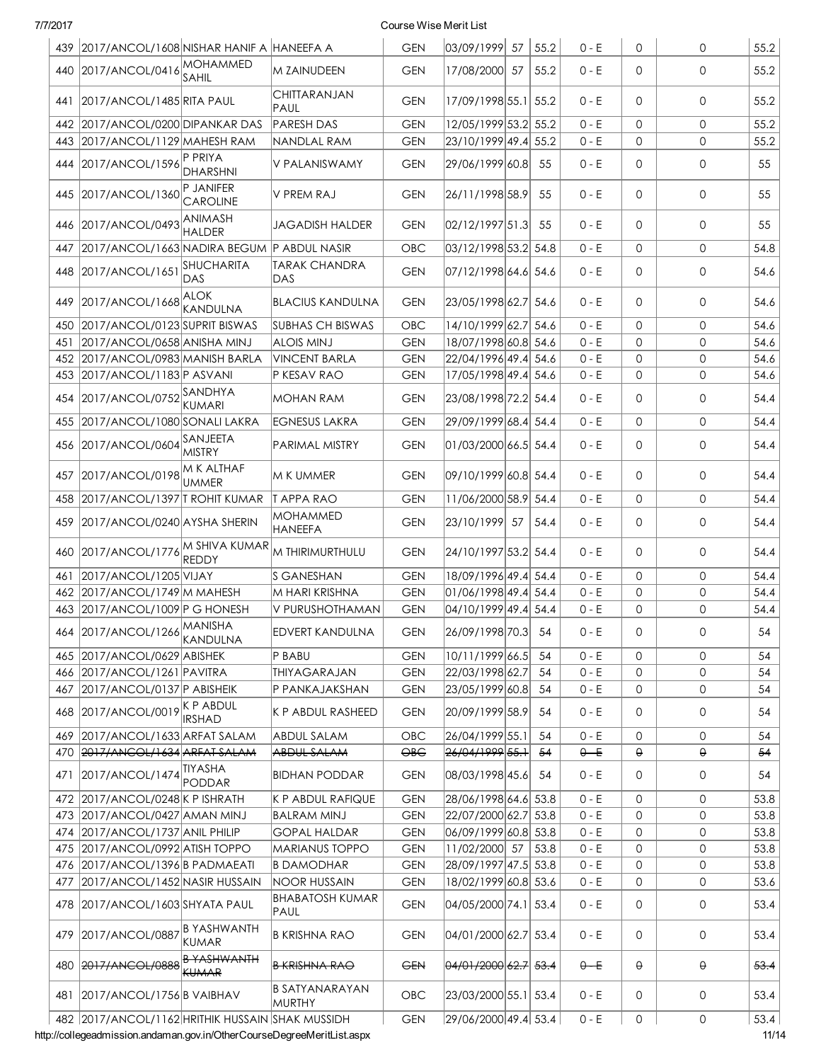| 439 | 2017/ANCOL/1608 | NISHAR HANIF A | HANEEFA A | GEN | 03/09/1999 | 57 | 55.2 | 0 - E | 0 | 0 | 55.2 |
|---|---|---|---|---|---|---|---|---|---|---|---|
| 440 | 2017/ANCOL/0416 | MOHAMMED SAHIL | M ZAINUDEEN | GEN | 17/08/2000 | 57 | 55.2 | 0 - E | 0 | 0 | 55.2 |
| 441 | 2017/ANCOL/1485 | RITA PAUL | CHITTARANJAN PAUL | GEN | 17/09/1998 | 55.1 | 55.2 | 0 - E | 0 | 0 | 55.2 |
| 442 | 2017/ANCOL/0200 | DIPANKAR DAS | PARESH DAS | GEN | 12/05/1999 | 53.2 | 55.2 | 0 - E | 0 | 0 | 55.2 |
| 443 | 2017/ANCOL/1129 | MAHESH RAM | NANDLAL RAM | GEN | 23/10/1999 | 49.4 | 55.2 | 0 - E | 0 | 0 | 55.2 |
| 444 | 2017/ANCOL/1596 | P PRIYA DHARSHNI | V PALANISWAMY | GEN | 29/06/1999 | 60.8 | 55 | 0 - E | 0 | 0 | 55 |
| 445 | 2017/ANCOL/1360 | P JANIFER CAROLINE | V PREM RAJ | GEN | 26/11/1998 | 58.9 | 55 | 0 - E | 0 | 0 | 55 |
| 446 | 2017/ANCOL/0493 | ANIMASH HALDER | JAGADISH HALDER | GEN | 02/12/1997 | 51.3 | 55 | 0 - E | 0 | 0 | 55 |
| 447 | 2017/ANCOL/1663 | NADIRA BEGUM | P ABDUL NASIR | OBC | 03/12/1998 | 53.2 | 54.8 | 0 - E | 0 | 0 | 54.8 |
| 448 | 2017/ANCOL/1651 | SHUCHARITA DAS | TARAK CHANDRA DAS | GEN | 07/12/1998 | 64.6 | 54.6 | 0 - E | 0 | 0 | 54.6 |
| 449 | 2017/ANCOL/1668 | ALOK KANDULNA | BLACIUS KANDULNA | GEN | 23/05/1998 | 62.7 | 54.6 | 0 - E | 0 | 0 | 54.6 |
| 450 | 2017/ANCOL/0123 | SUPRIT BISWAS | SUBHAS CH BISWAS | OBC | 14/10/1999 | 62.7 | 54.6 | 0 - E | 0 | 0 | 54.6 |
| 451 | 2017/ANCOL/0658 | ANISHA MINJ | ALOIS MINJ | GEN | 18/07/1998 | 60.8 | 54.6 | 0 - E | 0 | 0 | 54.6 |
| 452 | 2017/ANCOL/0983 | MANISH BARLA | VINCENT BARLA | GEN | 22/04/1996 | 49.4 | 54.6 | 0 - E | 0 | 0 | 54.6 |
| 453 | 2017/ANCOL/1183 | P ASVANI | P KESAV RAO | GEN | 17/05/1998 | 49.4 | 54.6 | 0 - E | 0 | 0 | 54.6 |
| 454 | 2017/ANCOL/0752 | SANDHYA KUMARI | MOHAN RAM | GEN | 23/08/1998 | 72.2 | 54.4 | 0 - E | 0 | 0 | 54.4 |
| 455 | 2017/ANCOL/1080 | SONALI LAKRA | EGNESUS LAKRA | GEN | 29/09/1999 | 68.4 | 54.4 | 0 - E | 0 | 0 | 54.4 |
| 456 | 2017/ANCOL/0604 | SANJEETA MISTRY | PARIMAL MISTRY | GEN | 01/03/2000 | 66.5 | 54.4 | 0 - E | 0 | 0 | 54.4 |
| 457 | 2017/ANCOL/0198 | M K ALTHAF UMMER | M K UMMER | GEN | 09/10/1999 | 60.8 | 54.4 | 0 - E | 0 | 0 | 54.4 |
| 458 | 2017/ANCOL/1397 | T ROHIT KUMAR | T APPA RAO | GEN | 11/06/2000 | 58.9 | 54.4 | 0 - E | 0 | 0 | 54.4 |
| 459 | 2017/ANCOL/0240 | AYSHA SHERIN | MOHAMMED HANEEFA | GEN | 23/10/1999 | 57 | 54.4 | 0 - E | 0 | 0 | 54.4 |
| 460 | 2017/ANCOL/1776 | M SHIVA KUMAR REDDY | M THIRIMURTHULU | GEN | 24/10/1997 | 53.2 | 54.4 | 0 - E | 0 | 0 | 54.4 |
| 461 | 2017/ANCOL/1205 | VIJAY | S GANESHAN | GEN | 18/09/1996 | 49.4 | 54.4 | 0 - E | 0 | 0 | 54.4 |
| 462 | 2017/ANCOL/1749 | M MAHESH | M HARI KRISHNA | GEN | 01/06/1998 | 49.4 | 54.4 | 0 - E | 0 | 0 | 54.4 |
| 463 | 2017/ANCOL/1009 | P G HONESH | V PURUSHOTHAMAN | GEN | 04/10/1999 | 49.4 | 54.4 | 0 - E | 0 | 0 | 54.4 |
| 464 | 2017/ANCOL/1266 | MANISHA KANDULNA | EDVERT KANDULNA | GEN | 26/09/1998 | 70.3 | 54 | 0 - E | 0 | 0 | 54 |
| 465 | 2017/ANCOL/0629 | ABISHEK | P BABU | GEN | 10/11/1999 | 66.5 | 54 | 0 - E | 0 | 0 | 54 |
| 466 | 2017/ANCOL/1261 | PAVITRA | THIYAGARAJAN | GEN | 22/03/1998 | 62.7 | 54 | 0 - E | 0 | 0 | 54 |
| 467 | 2017/ANCOL/0137 | P ABISHEIK | P PANKAJAKSHAN | GEN | 23/05/1999 | 60.8 | 54 | 0 - E | 0 | 0 | 54 |
| 468 | 2017/ANCOL/0019 | K P ABDUL IRSHAD | K P ABDUL RASHEED | GEN | 20/09/1999 | 58.9 | 54 | 0 - E | 0 | 0 | 54 |
| 469 | 2017/ANCOL/1633 | ARFAT SALAM | ABDUL SALAM | OBC | 26/04/1999 | 55.1 | 54 | 0 - E | 0 | 0 | 54 |
| 470 | ~~2017/ANCOL/1634~~ | ~~ARFAT SALAM~~ | ~~ABDUL SALAM~~ | ~~OBC~~ | ~~26/04/1999~~ | ~~55.1~~ | ~~54~~ | ~~0 - E~~ | ~~0~~ | ~~0~~ | ~~54~~ |
| 471 | 2017/ANCOL/1474 | TIYASHA PODDAR | BIDHAN PODDAR | GEN | 08/03/1998 | 45.6 | 54 | 0 - E | 0 | 0 | 54 |
| 472 | 2017/ANCOL/0248 | K P ISHRATH | K P ABDUL RAFIQUE | GEN | 28/06/1998 | 64.6 | 53.8 | 0 - E | 0 | 0 | 53.8 |
| 473 | 2017/ANCOL/0427 | AMAN MINJ | BALRAM MINJ | GEN | 22/07/2000 | 62.7 | 53.8 | 0 - E | 0 | 0 | 53.8 |
| 474 | 2017/ANCOL/1737 | ANIL PHILIP | GOPAL HALDAR | GEN | 06/09/1999 | 60.8 | 53.8 | 0 - E | 0 | 0 | 53.8 |
| 475 | 2017/ANCOL/0992 | ATISH TOPPO | MARIANUS TOPPO | GEN | 11/02/2000 | 57 | 53.8 | 0 - E | 0 | 0 | 53.8 |
| 476 | 2017/ANCOL/1396 | B PADMAEATI | B DAMODHAR | GEN | 28/09/1997 | 47.5 | 53.8 | 0 - E | 0 | 0 | 53.8 |
| 477 | 2017/ANCOL/1452 | NASIR HUSSAIN | NOOR HUSSAIN | GEN | 18/02/1999 | 60.8 | 53.6 | 0 - E | 0 | 0 | 53.6 |
| 478 | 2017/ANCOL/1603 | SHYATA PAUL | BHABATOSH KUMAR PAUL | GEN | 04/05/2000 | 74.1 | 53.4 | 0 - E | 0 | 0 | 53.4 |
| 479 | 2017/ANCOL/0887 | B YASHWANTH KUMAR | B KRISHNA RAO | GEN | 04/01/2000 | 62.7 | 53.4 | 0 - E | 0 | 0 | 53.4 |
| 480 | ~~2017/ANCOL/0888~~ | ~~B YASHWANTH KUMAR~~ | ~~B KRISHNA RAO~~ | ~~GEN~~ | ~~04/01/2000~~ | ~~62.7~~ | ~~53.4~~ | ~~0 - E~~ | ~~0~~ | ~~0~~ | ~~53.4~~ |
| 481 | 2017/ANCOL/1756 | B VAIBHAV | B SATYANARAYAN MURTHY | OBC | 23/03/2000 | 55.1 | 53.4 | 0 - E | 0 | 0 | 53.4 |
| 482 | 2017/ANCOL/1162 | HRITHIK HUSSAIN | SHAK MUSSIDH | GEN | 29/06/2000 | 49.4 | 53.4 | 0 - E | 0 | 0 | 53.4 |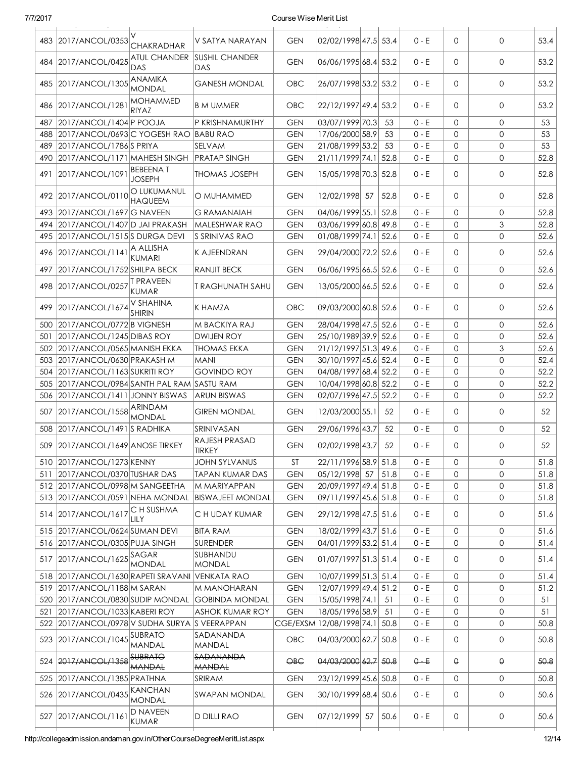| | | | | | | | | | | | |
|---|---|---|---|---|---|---|---|---|---|---|---|
| 483 | 2017/ANCOL/0353 | V CHAKRADHAR | V SATYA NARAYAN | GEN | 02/02/1998 | 47.5 | 53.4 | 0 - E | 0 | 0 | 53.4 |
| 484 | 2017/ANCOL/0425 | ATUL CHANDER DAS | SUSHIL CHANDER DAS | GEN | 06/06/1995 | 68.4 | 53.2 | 0 - E | 0 | 0 | 53.2 |
| 485 | 2017/ANCOL/1305 | ANAMIKA MONDAL | GANESH MONDAL | OBC | 26/07/1998 | 53.2 | 53.2 | 0 - E | 0 | 0 | 53.2 |
| 486 | 2017/ANCOL/1281 | MOHAMMED RIYAZ | B M UMMER | OBC | 22/12/1997 | 49.4 | 53.2 | 0 - E | 0 | 0 | 53.2 |
| 487 | 2017/ANCOL/1404 | P POOJA | P KRISHNAMURTHY | GEN | 03/07/1999 | 70.3 | 53 | 0 - E | 0 | 0 | 53 |
| 488 | 2017/ANCOL/0693 | C YOGESH RAO | BABU RAO | GEN | 17/06/2000 | 58.9 | 53 | 0 - E | 0 | 0 | 53 |
| 489 | 2017/ANCOL/1786 | S PRIYA | SELVAM | GEN | 21/08/1999 | 53.2 | 53 | 0 - E | 0 | 0 | 53 |
| 490 | 2017/ANCOL/1171 | MAHESH SINGH | PRATAP SINGH | GEN | 21/11/1999 | 74.1 | 52.8 | 0 - E | 0 | 0 | 52.8 |
| 491 | 2017/ANCOL/1091 | BEBEENA T JOSEPH | THOMAS JOSEPH | GEN | 15/05/1998 | 70.3 | 52.8 | 0 - E | 0 | 0 | 52.8 |
| 492 | 2017/ANCOL/0110 | O LUKUMANUL HAQUEEM | O MUHAMMED | GEN | 12/02/1998 | 57 | 52.8 | 0 - E | 0 | 0 | 52.8 |
| 493 | 2017/ANCOL/1697 | G NAVEEN | G RAMANAIAH | GEN | 04/06/1999 | 55.1 | 52.8 | 0 - E | 0 | 0 | 52.8 |
| 494 | 2017/ANCOL/1407 | D JAI PRAKASH | MALESHWAR RAO | GEN | 03/06/1999 | 60.8 | 49.8 | 0 - E | 0 | 3 | 52.8 |
| 495 | 2017/ANCOL/1515 | S DURGA DEVI | S SRINIVAS RAO | GEN | 01/08/1999 | 74.1 | 52.6 | 0 - E | 0 | 0 | 52.6 |
| 496 | 2017/ANCOL/1141 | A ALLISHA KUMARI | K AJEENDRAN | GEN | 29/04/2000 | 72.2 | 52.6 | 0 - E | 0 | 0 | 52.6 |
| 497 | 2017/ANCOL/1752 | SHILPA BECK | RANJIT BECK | GEN | 06/06/1995 | 66.5 | 52.6 | 0 - E | 0 | 0 | 52.6 |
| 498 | 2017/ANCOL/0257 | T PRAVEEN KUMAR | T RAGHUNATH SAHU | GEN | 13/05/2000 | 66.5 | 52.6 | 0 - E | 0 | 0 | 52.6 |
| 499 | 2017/ANCOL/1674 | V SHAHINA SHIRIN | K HAMZA | OBC | 09/03/2000 | 60.8 | 52.6 | 0 - E | 0 | 0 | 52.6 |
| 500 | 2017/ANCOL/0772 | B VIGNESH | M BACKIYA RAJ | GEN | 28/04/1998 | 47.5 | 52.6 | 0 - E | 0 | 0 | 52.6 |
| 501 | 2017/ANCOL/1245 | DIBAS ROY | DWIJEN ROY | GEN | 25/10/1989 | 39.9 | 52.6 | 0 - E | 0 | 0 | 52.6 |
| 502 | 2017/ANCOL/0565 | MANISH EKKA | THOMAS EKKA | GEN | 21/12/1997 | 51.3 | 49.6 | 0 - E | 0 | 3 | 52.6 |
| 503 | 2017/ANCOL/0630 | PRAKASH M | MANI | GEN | 30/10/1997 | 45.6 | 52.4 | 0 - E | 0 | 0 | 52.4 |
| 504 | 2017/ANCOL/1163 | SUKRITI ROY | GOVINDO ROY | GEN | 04/08/1997 | 68.4 | 52.2 | 0 - E | 0 | 0 | 52.2 |
| 505 | 2017/ANCOL/0984 | SANTH PAL RAM | SASTU RAM | GEN | 10/04/1998 | 60.8 | 52.2 | 0 - E | 0 | 0 | 52.2 |
| 506 | 2017/ANCOL/1411 | JONNY BISWAS | ARUN BISWAS | GEN | 02/07/1996 | 47.5 | 52.2 | 0 - E | 0 | 0 | 52.2 |
| 507 | 2017/ANCOL/1558 | ARINDAM MONDAL | GIREN MONDAL | GEN | 12/03/2000 | 55.1 | 52 | 0 - E | 0 | 0 | 52 |
| 508 | 2017/ANCOL/1491 | S RADHIKA | SRINIVASAN | GEN | 29/06/1996 | 43.7 | 52 | 0 - E | 0 | 0 | 52 |
| 509 | 2017/ANCOL/1649 | ANOSE TIRKEY | RAJESH PRASAD TIRKEY | GEN | 02/02/1998 | 43.7 | 52 | 0 - E | 0 | 0 | 52 |
| 510 | 2017/ANCOL/1273 | KENNY | JOHN SYLVANUS | ST | 22/11/1996 | 58.9 | 51.8 | 0 - E | 0 | 0 | 51.8 |
| 511 | 2017/ANCOL/0370 | TUSHAR DAS | TAPAN KUMAR DAS | GEN | 05/12/1998 | 57 | 51.8 | 0 - E | 0 | 0 | 51.8 |
| 512 | 2017/ANCOL/0998 | M SANGEETHA | M MARIYAPPAN | GEN | 20/09/1997 | 49.4 | 51.8 | 0 - E | 0 | 0 | 51.8 |
| 513 | 2017/ANCOL/0591 | NEHA MONDAL | BISWAJEET MONDAL | GEN | 09/11/1997 | 45.6 | 51.8 | 0 - E | 0 | 0 | 51.8 |
| 514 | 2017/ANCOL/1617 | C H SUSHMA LILY | C H UDAY KUMAR | GEN | 29/12/1998 | 47.5 | 51.6 | 0 - E | 0 | 0 | 51.6 |
| 515 | 2017/ANCOL/0624 | SUMAN DEVI | BITA RAM | GEN | 18/02/1999 | 43.7 | 51.6 | 0 - E | 0 | 0 | 51.6 |
| 516 | 2017/ANCOL/0305 | PUJA SINGH | SURENDER | GEN | 04/01/1999 | 53.2 | 51.4 | 0 - E | 0 | 0 | 51.4 |
| 517 | 2017/ANCOL/1625 | SAGAR MONDAL | SUBHANDU MONDAL | GEN | 01/07/1997 | 51.3 | 51.4 | 0 - E | 0 | 0 | 51.4 |
| 518 | 2017/ANCOL/1630 | RAPETI SRAVANI | VENKATA RAO | GEN | 10/07/1999 | 51.3 | 51.4 | 0 - E | 0 | 0 | 51.4 |
| 519 | 2017/ANCOL/1188 | M SARAN | M MANOHARAN | GEN | 12/07/1999 | 49.4 | 51.2 | 0 - E | 0 | 0 | 51.2 |
| 520 | 2017/ANCOL/0830 | SUDIP MONDAL | GOBINDA MONDAL | GEN | 15/05/1998 | 74.1 | 51 | 0 - E | 0 | 0 | 51 |
| 521 | 2017/ANCOL/1033 | KABERI ROY | ASHOK KUMAR ROY | GEN | 18/05/1996 | 58.9 | 51 | 0 - E | 0 | 0 | 51 |
| 522 | 2017/ANCOL/0978 | V SUDHA SURYA | S VEERAPPAN | CGE/EXSM | 12/08/1998 | 74.1 | 50.8 | 0 - E | 0 | 0 | 50.8 |
| 523 | 2017/ANCOL/1045 | SUBRATO MANDAL | SADANANDA MANDAL | OBC | 04/03/2000 | 62.7 | 50.8 | 0 - E | 0 | 0 | 50.8 |
| 524 | ~~2017/ANCOL/1358~~ | ~~SUBRATO MANDAL~~ | ~~SADANANDA MANDAL~~ | ~~OBC~~ | ~~04/03/2000~~ | ~~62.7~~ | ~~50.8~~ | ~~0 - E~~ | ~~0~~ | ~~0~~ | ~~50.8~~ |
| 525 | 2017/ANCOL/1385 | PRATHNA | SRIRAM | GEN | 23/12/1999 | 45.6 | 50.8 | 0 - E | 0 | 0 | 50.8 |
| 526 | 2017/ANCOL/0435 | KANCHAN MONDAL | SWAPAN MONDAL | GEN | 30/10/1999 | 68.4 | 50.6 | 0 - E | 0 | 0 | 50.6 |
| 527 | 2017/ANCOL/1161 | D NAVEEN KUMAR | D DILLI RAO | GEN | 07/12/1999 | 57 | 50.6 | 0 - E | 0 | 0 | 50.6 |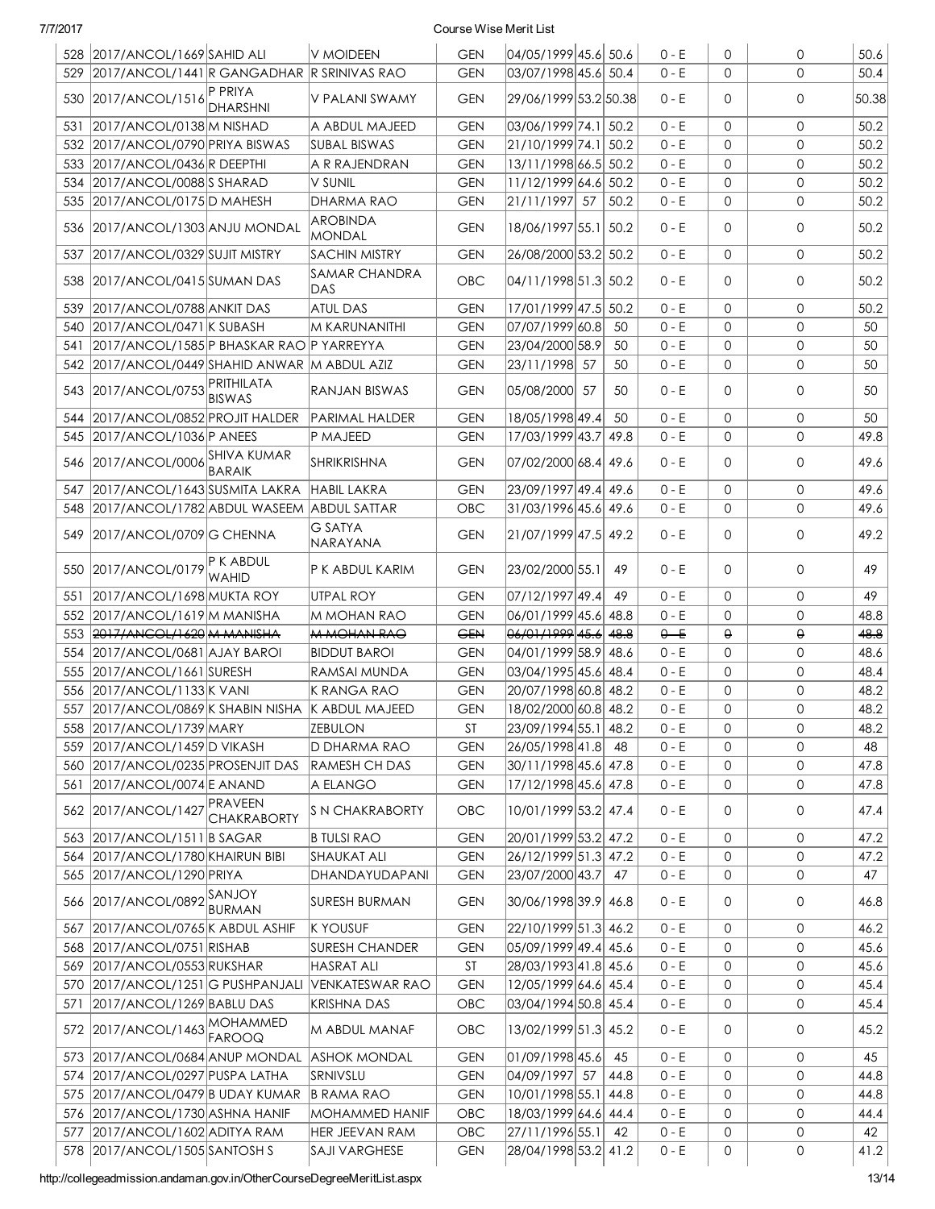| 528 | 2017/ANCOL/1669 | SAHID ALI | V MOIDEEN | GEN | 04/05/1999 | 45.6 | 50.6 | 0 - E | 0 | 0 | 50.6 |
|---|---|---|---|---|---|---|---|---|---|---|---|
| 529 | 2017/ANCOL/1441 | R GANGADHAR | R SRINIVAS RAO | GEN | 03/07/1998 | 45.6 | 50.4 | 0 - E | 0 | 0 | 50.4 |
| 530 | 2017/ANCOL/1516 | P PRIYA DHARSHNI | V PALANI SWAMY | GEN | 29/06/1999 | 53.2 | 50.38 | 0 - E | 0 | 0 | 50.38 |
| 531 | 2017/ANCOL/0138 | M NISHAD | A ABDUL MAJEED | GEN | 03/06/1999 | 74.1 | 50.2 | 0 - E | 0 | 0 | 50.2 |
| 532 | 2017/ANCOL/0790 | PRIYA BISWAS | SUBAL BISWAS | GEN | 21/10/1999 | 74.1 | 50.2 | 0 - E | 0 | 0 | 50.2 |
| 533 | 2017/ANCOL/0436 | R DEEPTHI | A R RAJENDRAN | GEN | 13/11/1998 | 66.5 | 50.2 | 0 - E | 0 | 0 | 50.2 |
| 534 | 2017/ANCOL/0088 | S SHARAD | V SUNIL | GEN | 11/12/1999 | 64.6 | 50.2 | 0 - E | 0 | 0 | 50.2 |
| 535 | 2017/ANCOL/0175 | D MAHESH | DHARMA RAO | GEN | 21/11/1997 | 57 | 50.2 | 0 - E | 0 | 0 | 50.2 |
| 536 | 2017/ANCOL/1303 | ANJU MONDAL | AROBINDA MONDAL | GEN | 18/06/1997 | 55.1 | 50.2 | 0 - E | 0 | 0 | 50.2 |
| 537 | 2017/ANCOL/0329 | SUJIT MISTRY | SACHIN MISTRY | GEN | 26/08/2000 | 53.2 | 50.2 | 0 - E | 0 | 0 | 50.2 |
| 538 | 2017/ANCOL/0415 | SUMAN DAS | SAMAR CHANDRA DAS | OBC | 04/11/1998 | 51.3 | 50.2 | 0 - E | 0 | 0 | 50.2 |
| 539 | 2017/ANCOL/0788 | ANKIT DAS | ATUL DAS | GEN | 17/01/1999 | 47.5 | 50.2 | 0 - E | 0 | 0 | 50.2 |
| 540 | 2017/ANCOL/0471 | K SUBASH | M KARUNANITHI | GEN | 07/07/1999 | 60.8 | 50 | 0 - E | 0 | 0 | 50 |
| 541 | 2017/ANCOL/1585 | P BHASKAR RAO | P YARREYYA | GEN | 23/04/2000 | 58.9 | 50 | 0 - E | 0 | 0 | 50 |
| 542 | 2017/ANCOL/0449 | SHAHID ANWAR | M ABDUL AZIZ | GEN | 23/11/1998 | 57 | 50 | 0 - E | 0 | 0 | 50 |
| 543 | 2017/ANCOL/0753 | PRITHILATA BISWAS | RANJAN BISWAS | GEN | 05/08/2000 | 57 | 50 | 0 - E | 0 | 0 | 50 |
| 544 | 2017/ANCOL/0852 | PROJIT HALDER | PARIMAL HALDER | GEN | 18/05/1998 | 49.4 | 50 | 0 - E | 0 | 0 | 50 |
| 545 | 2017/ANCOL/1036 | P ANEES | P MAJEED | GEN | 17/03/1999 | 43.7 | 49.8 | 0 - E | 0 | 0 | 49.8 |
| 546 | 2017/ANCOL/0006 | SHIVA KUMAR BARAIK | SHRIKRISHNA | GEN | 07/02/2000 | 68.4 | 49.6 | 0 - E | 0 | 0 | 49.6 |
| 547 | 2017/ANCOL/1643 | SUSMITA LAKRA | HABIL LAKRA | GEN | 23/09/1997 | 49.4 | 49.6 | 0 - E | 0 | 0 | 49.6 |
| 548 | 2017/ANCOL/1782 | ABDUL WASEEM | ABDUL SATTAR | OBC | 31/03/1996 | 45.6 | 49.6 | 0 - E | 0 | 0 | 49.6 |
| 549 | 2017/ANCOL/0709 | G CHENNA | G SATYA NARAYANA | GEN | 21/07/1999 | 47.5 | 49.2 | 0 - E | 0 | 0 | 49.2 |
| 550 | 2017/ANCOL/0179 | P K ABDUL WAHID | P K ABDUL KARIM | GEN | 23/02/2000 | 55.1 | 49 | 0 - E | 0 | 0 | 49 |
| 551 | 2017/ANCOL/1698 | MUKTA ROY | UTPAL ROY | GEN | 07/12/1997 | 49.4 | 49 | 0 - E | 0 | 0 | 49 |
| 552 | 2017/ANCOL/1619 | M MANISHA | M MOHAN RAO | GEN | 06/01/1999 | 45.6 | 48.8 | 0 - E | 0 | 0 | 48.8 |
| 553 | ~~2017/ANCOL/1620~~ | ~~M MANISHA~~ | ~~M MOHAN RAO~~ | ~~GEN~~ | ~~06/01/1999~~ | ~~45.6~~ | ~~48.8~~ | ~~0 - E~~ | ~~0~~ | ~~0~~ | ~~48.8~~ |
| 554 | 2017/ANCOL/0681 | AJAY BAROI | BIDDUT BAROI | GEN | 04/01/1999 | 58.9 | 48.6 | 0 - E | 0 | 0 | 48.6 |
| 555 | 2017/ANCOL/1661 | SURESH | RAMSAI MUNDA | GEN | 03/04/1995 | 45.6 | 48.4 | 0 - E | 0 | 0 | 48.4 |
| 556 | 2017/ANCOL/1133 | K VANI | K RANGA RAO | GEN | 20/07/1998 | 60.8 | 48.2 | 0 - E | 0 | 0 | 48.2 |
| 557 | 2017/ANCOL/0869 | K SHABIN NISHA | K ABDUL MAJEED | GEN | 18/02/2000 | 60.8 | 48.2 | 0 - E | 0 | 0 | 48.2 |
| 558 | 2017/ANCOL/1739 | MARY | ZEBULON | ST | 23/09/1994 | 55.1 | 48.2 | 0 - E | 0 | 0 | 48.2 |
| 559 | 2017/ANCOL/1459 | D VIKASH | D DHARMA RAO | GEN | 26/05/1998 | 41.8 | 48 | 0 - E | 0 | 0 | 48 |
| 560 | 2017/ANCOL/0235 | PROSENJIT DAS | RAMESH CH DAS | GEN | 30/11/1998 | 45.6 | 47.8 | 0 - E | 0 | 0 | 47.8 |
| 561 | 2017/ANCOL/0074 | E ANAND | A ELANGO | GEN | 17/12/1998 | 45.6 | 47.8 | 0 - E | 0 | 0 | 47.8 |
| 562 | 2017/ANCOL/1427 | PRAVEEN CHAKRABORTY | S N CHAKRABORTY | OBC | 10/01/1999 | 53.2 | 47.4 | 0 - E | 0 | 0 | 47.4 |
| 563 | 2017/ANCOL/1511 | B SAGAR | B TULSI RAO | GEN | 20/01/1999 | 53.2 | 47.2 | 0 - E | 0 | 0 | 47.2 |
| 564 | 2017/ANCOL/1780 | KHAIRUN BIBI | SHAUKAT ALI | GEN | 26/12/1999 | 51.3 | 47.2 | 0 - E | 0 | 0 | 47.2 |
| 565 | 2017/ANCOL/1290 | PRIYA | DHANDAYUDAPANI | GEN | 23/07/2000 | 43.7 | 47 | 0 - E | 0 | 0 | 47 |
| 566 | 2017/ANCOL/0892 | SANJOY BURMAN | SURESH BURMAN | GEN | 30/06/1998 | 39.9 | 46.8 | 0 - E | 0 | 0 | 46.8 |
| 567 | 2017/ANCOL/0765 | K ABDUL ASHIF | K YOUSUF | GEN | 22/10/1999 | 51.3 | 46.2 | 0 - E | 0 | 0 | 46.2 |
| 568 | 2017/ANCOL/0751 | RISHAB | SURESH CHANDER | GEN | 05/09/1999 | 49.4 | 45.6 | 0 - E | 0 | 0 | 45.6 |
| 569 | 2017/ANCOL/0553 | RUKSHAR | HASRAT ALI | ST | 28/03/1993 | 41.8 | 45.6 | 0 - E | 0 | 0 | 45.6 |
| 570 | 2017/ANCOL/1251 | G PUSHPANJALI | VENKATESWAR RAO | GEN | 12/05/1999 | 64.6 | 45.4 | 0 - E | 0 | 0 | 45.4 |
| 571 | 2017/ANCOL/1269 | BABLU DAS | KRISHNA DAS | OBC | 03/04/1994 | 50.8 | 45.4 | 0 - E | 0 | 0 | 45.4 |
| 572 | 2017/ANCOL/1463 | MOHAMMED FAROOQ | M ABDUL MANAF | OBC | 13/02/1999 | 51.3 | 45.2 | 0 - E | 0 | 0 | 45.2 |
| 573 | 2017/ANCOL/0684 | ANUP MONDAL | ASHOK MONDAL | GEN | 01/09/1998 | 45.6 | 45 | 0 - E | 0 | 0 | 45 |
| 574 | 2017/ANCOL/0297 | PUSPA LATHA | SRNIVSLU | GEN | 04/09/1997 | 57 | 44.8 | 0 - E | 0 | 0 | 44.8 |
| 575 | 2017/ANCOL/0479 | B UDAY KUMAR | B RAMA RAO | GEN | 10/01/1998 | 55.1 | 44.8 | 0 - E | 0 | 0 | 44.8 |
| 576 | 2017/ANCOL/1730 | ASHNA HANIF | MOHAMMED HANIF | OBC | 18/03/1999 | 64.6 | 44.4 | 0 - E | 0 | 0 | 44.4 |
| 577 | 2017/ANCOL/1602 | ADITYA RAM | HER JEEVAN RAM | OBC | 27/11/1996 | 55.1 | 42 | 0 - E | 0 | 0 | 42 |
| 578 | 2017/ANCOL/1505 | SANTOSH S | SAJI VARGHESE | GEN | 28/04/1998 | 53.2 | 41.2 | 0 - E | 0 | 0 | 41.2 |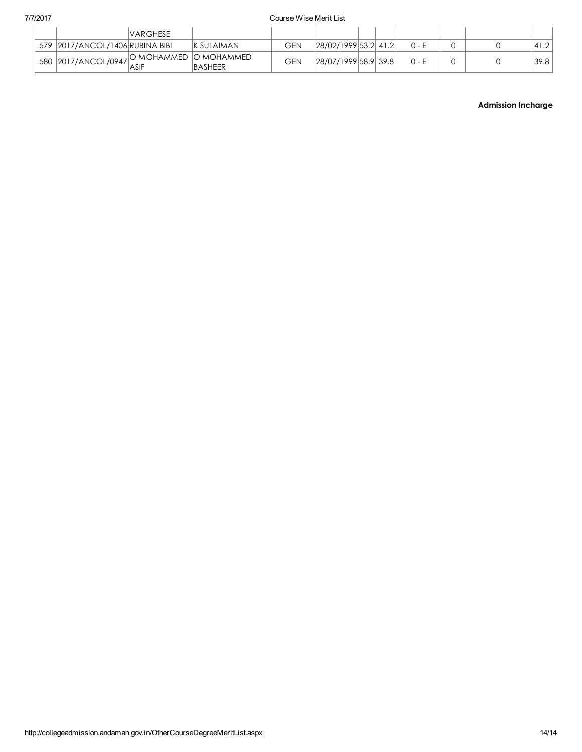|  |  | VARGHESE |  |  |  |  |  |  |  |  |  |
|---|---|---|---|---|---|---|---|---|---|---|---|
| 579 | 2017/ANCOL/1406 | RUBINA BIBI | K SULAIMAN | GEN | 28/02/1999 | 53.2 | 41.2 | 0 - E | 0 | 0 | 41.2 |
| 580 | 2017/ANCOL/0947 | O MOHAMMED ASIF | O MOHAMMED BASHEER | GEN | 28/07/1999 | 58.9 | 39.8 | 0 - E | 0 | 0 | 39.8 |

**Admission Incharge**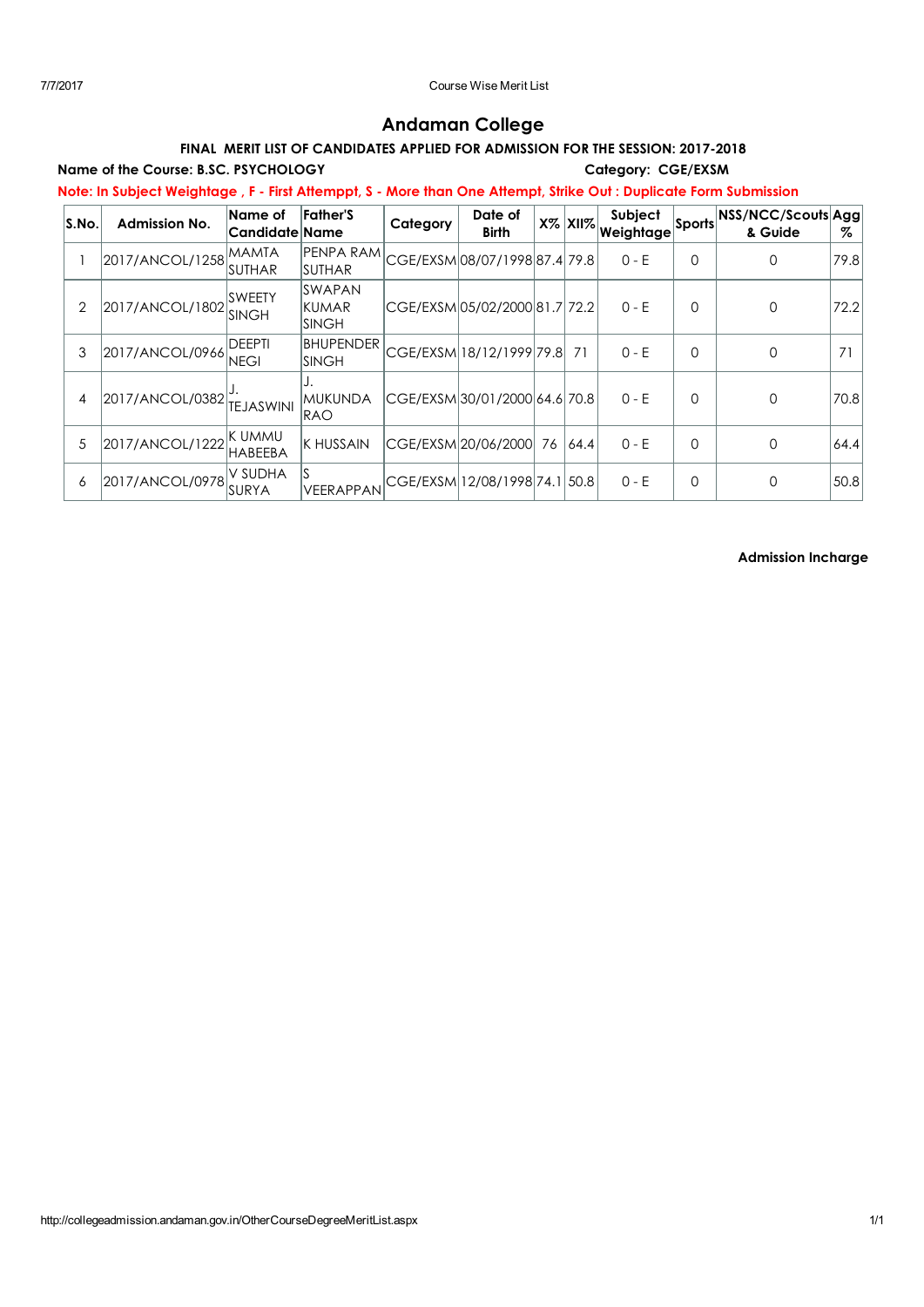# Andaman College

### FINAL MERIT LIST OF CANDIDATES APPLIED FOR ADMISSION FOR THE SESSION: 2017-2018

**Name of the Course: B.SC. PSYCHOLOGY** **Category: CGE/EXSM**

**Note: In Subject Weightage , F - First Attemppt, S - More than One Attempt, Strike Out : Duplicate Form Submission**

| S.No. | Admission No. | Name of Candidate | Father'S Name | Category | Date of Birth | X% | XII% | Subject Weightage | Sports | NSS/NCC/Scouts & Guide | Agg % |
|---|---|---|---|---|---|---|---|---|---|---|---|
| 1 | 2017/ANCOL/1258 | MAMTA SUTHAR | PENPA RAM SUTHAR | CGE/EXSM | 08/07/1998 | 87.4 | 79.8 | 0 - E | 0 | 0 | 79.8 |
| 2 | 2017/ANCOL/1802 | SWEETY SINGH | SWAPAN KUMAR SINGH | CGE/EXSM | 05/02/2000 | 81.7 | 72.2 | 0 - E | 0 | 0 | 72.2 |
| 3 | 2017/ANCOL/0966 | DEEPTI NEGI | BHUPENDER SINGH | CGE/EXSM | 18/12/1999 | 79.8 | 71 | 0 - E | 0 | 0 | 71 |
| 4 | 2017/ANCOL/0382 | J. TEJASWINI | J. MUKUNDA RAO | CGE/EXSM | 30/01/2000 | 64.6 | 70.8 | 0 - E | 0 | 0 | 70.8 |
| 5 | 2017/ANCOL/1222 | K UMMU HABEEBA | K HUSSAIN | CGE/EXSM | 20/06/2000 | 76 | 64.4 | 0 - E | 0 | 0 | 64.4 |
| 6 | 2017/ANCOL/0978 | V SUDHA SURYA | S VEERAPPAN | CGE/EXSM | 12/08/1998 | 74.1 | 50.8 | 0 - E | 0 | 0 | 50.8 |

**Admission Incharge**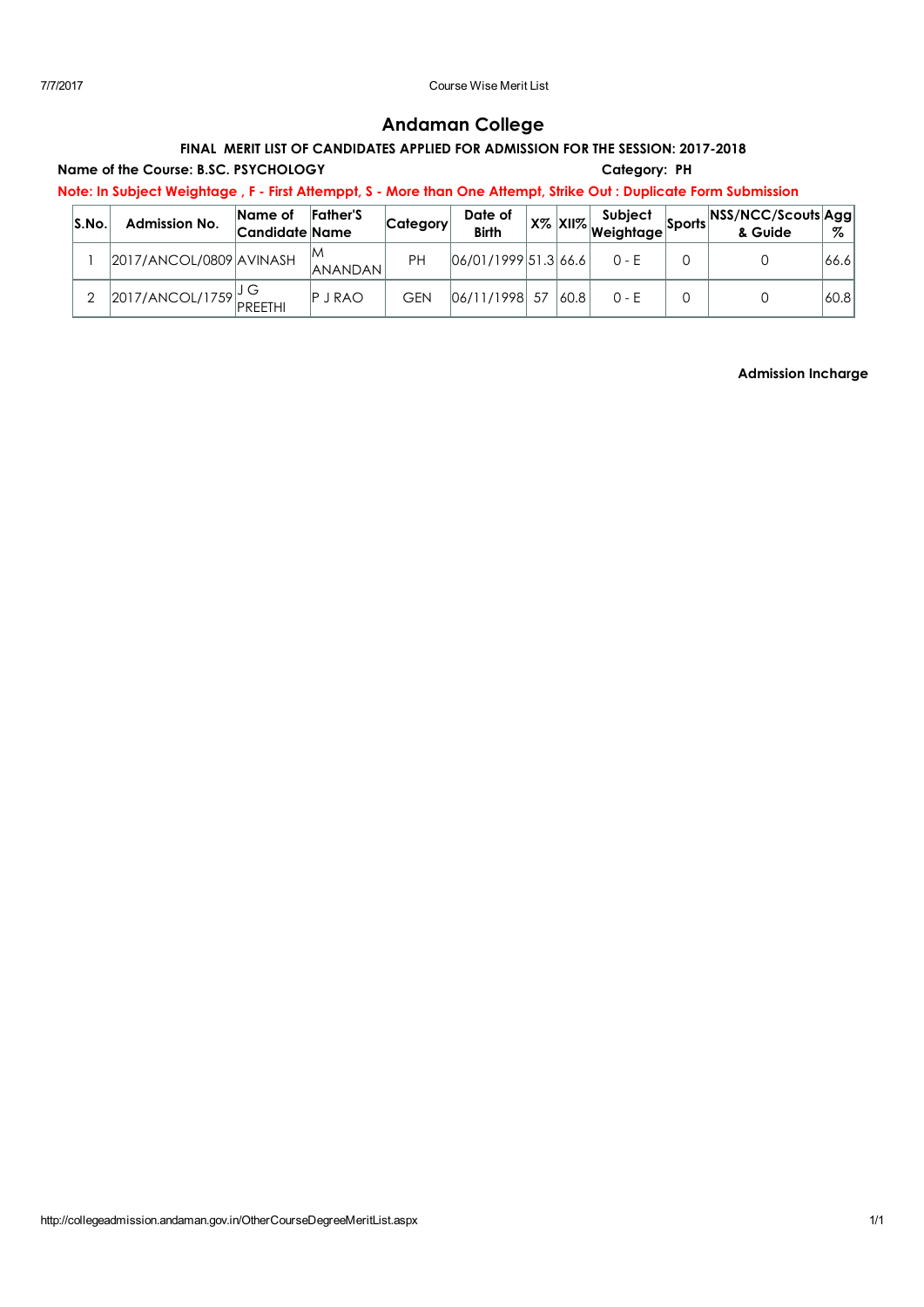# Andaman College

**FINAL MERIT LIST OF CANDIDATES APPLIED FOR ADMISSION FOR THE SESSION: 2017-2018**

**Name of the Course: B.SC. PSYCHOLOGY** **Category: PH**

**Note: In Subject Weightage , F - First Attemppt, S - More than One Attempt, Strike Out : Duplicate Form Submission**

| S.No. | Admission No. | Name of Candidate | Father'S Name | Category | Date of Birth | X% | XII% | Subject Weightage | Sports | NSS/NCC/Scouts & Guide | Agg % |
|---|---|---|---|---|---|---|---|---|---|---|---|
| 1 | 2017/ANCOL/0809 | AVINASH | M ANANDAN | PH | 06/01/1999 | 51.3 | 66.6 | 0 - E | 0 | 0 | 66.6 |
| 2 | 2017/ANCOL/1759 | J G PREETHI | P J RAO | GEN | 06/11/1998 | 57 | 60.8 | 0 - E | 0 | 0 | 60.8 |

**Admission Incharge**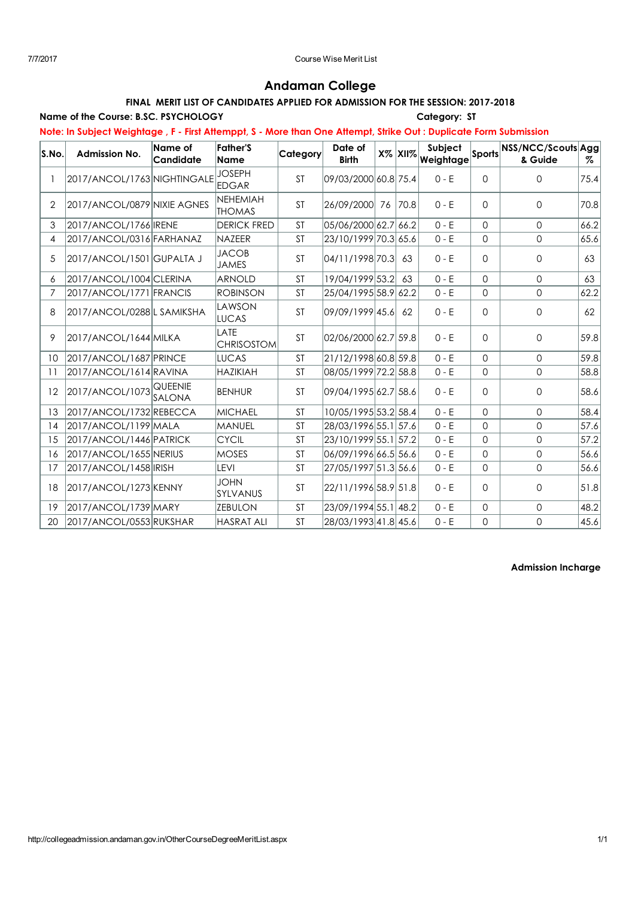# Andaman College

## FINAL MERIT LIST OF CANDIDATES APPLIED FOR ADMISSION FOR THE SESSION: 2017-2018

**Name of the Course: B.SC. PSYCHOLOGY** **Category: ST**

**Note: In Subject Weightage , F - First Attemppt, S - More than One Attempt, Strike Out : Duplicate Form Submission**

| S.No. | Admission No. | Name of Candidate | Father'S Name | Category | Date of Birth | X% | XII% | Subject Weightage | Sports | NSS/NCC/Scouts & Guide | Agg % |
|---|---|---|---|---|---|---|---|---|---|---|---|
| 1 | 2017/ANCOL/1763 | NIGHTINGALE | JOSEPH EDGAR | ST | 09/03/2000 | 60.8 | 75.4 | 0 - E | 0 | 0 | 75.4 |
| 2 | 2017/ANCOL/0879 | NIXIE AGNES | NEHEMIAH THOMAS | ST | 26/09/2000 | 76 | 70.8 | 0 - E | 0 | 0 | 70.8 |
| 3 | 2017/ANCOL/1766 | IRENE | DERICK FRED | ST | 05/06/2000 | 62.7 | 66.2 | 0 - E | 0 | 0 | 66.2 |
| 4 | 2017/ANCOL/0316 | FARHANAZ | NAZEER | ST | 23/10/1999 | 70.3 | 65.6 | 0 - E | 0 | 0 | 65.6 |
| 5 | 2017/ANCOL/1501 | GUPALTA J | JACOB JAMES | ST | 04/11/1998 | 70.3 | 63 | 0 - E | 0 | 0 | 63 |
| 6 | 2017/ANCOL/1004 | CLERINA | ARNOLD | ST | 19/04/1999 | 53.2 | 63 | 0 - E | 0 | 0 | 63 |
| 7 | 2017/ANCOL/1771 | FRANCIS | ROBINSON | ST | 25/04/1995 | 58.9 | 62.2 | 0 - E | 0 | 0 | 62.2 |
| 8 | 2017/ANCOL/0288 | L SAMIKSHA | LAWSON LUCAS | ST | 09/09/1999 | 45.6 | 62 | 0 - E | 0 | 0 | 62 |
| 9 | 2017/ANCOL/1644 | MILKA | LATE CHRISOSTOM | ST | 02/06/2000 | 62.7 | 59.8 | 0 - E | 0 | 0 | 59.8 |
| 10 | 2017/ANCOL/1687 | PRINCE | LUCAS | ST | 21/12/1998 | 60.8 | 59.8 | 0 - E | 0 | 0 | 59.8 |
| 11 | 2017/ANCOL/1614 | RAVINA | HAZIKIAH | ST | 08/05/1999 | 72.2 | 58.8 | 0 - E | 0 | 0 | 58.8 |
| 12 | 2017/ANCOL/1073 | QUEENIE SALONA | BENHUR | ST | 09/04/1995 | 62.7 | 58.6 | 0 - E | 0 | 0 | 58.6 |
| 13 | 2017/ANCOL/1732 | REBECCA | MICHAEL | ST | 10/05/1995 | 53.2 | 58.4 | 0 - E | 0 | 0 | 58.4 |
| 14 | 2017/ANCOL/1199 | MALA | MANUEL | ST | 28/03/1996 | 55.1 | 57.6 | 0 - E | 0 | 0 | 57.6 |
| 15 | 2017/ANCOL/1446 | PATRICK | CYCIL | ST | 23/10/1999 | 55.1 | 57.2 | 0 - E | 0 | 0 | 57.2 |
| 16 | 2017/ANCOL/1655 | NERIUS | MOSES | ST | 06/09/1996 | 66.5 | 56.6 | 0 - E | 0 | 0 | 56.6 |
| 17 | 2017/ANCOL/1458 | IRISH | LEVI | ST | 27/05/1997 | 51.3 | 56.6 | 0 - E | 0 | 0 | 56.6 |
| 18 | 2017/ANCOL/1273 | KENNY | JOHN SYLVANUS | ST | 22/11/1996 | 58.9 | 51.8 | 0 - E | 0 | 0 | 51.8 |
| 19 | 2017/ANCOL/1739 | MARY | ZEBULON | ST | 23/09/1994 | 55.1 | 48.2 | 0 - E | 0 | 0 | 48.2 |
| 20 | 2017/ANCOL/0553 | RUKSHAR | HASRAT ALI | ST | 28/03/1993 | 41.8 | 45.6 | 0 - E | 0 | 0 | 45.6 |

**Admission Incharge**